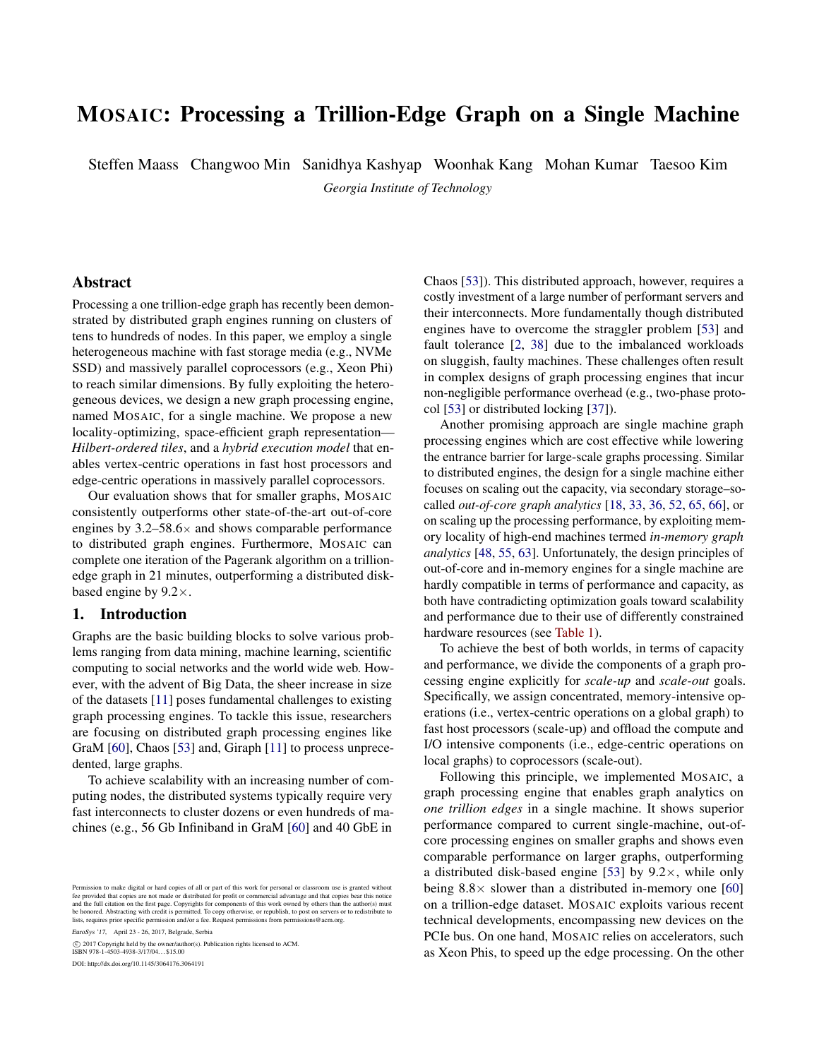# MOSAIC: Processing a Trillion-Edge Graph on a Single Machine

Steffen Maass Changwoo Min Sanidhya Kashyap Woonhak Kang Mohan Kumar Taesoo Kim

*Georgia Institute of Technology*

## Abstract

Processing a one trillion-edge graph has recently been demonstrated by distributed graph engines running on clusters of tens to hundreds of nodes. In this paper, we employ a single heterogeneous machine with fast storage media (e.g., NVMe SSD) and massively parallel coprocessors (e.g., Xeon Phi) to reach similar dimensions. By fully exploiting the heterogeneous devices, we design a new graph processing engine, named MOSAIC, for a single machine. We propose a new locality-optimizing, space-efficient graph representation—*Hilbert-ordered tiles*, and a *hybrid execution model* that enables vertex-centric operations in fast host processors and edge-centric operations in massively parallel coprocessors.

Our evaluation shows that for smaller graphs, MOSAIC consistently outperforms other state-of-the-art out-of-core engines by 3.2–58.6× and shows comparable performance to distributed graph engines. Furthermore, MOSAIC can complete one iteration of the Pagerank algorithm on a trillion-edge graph in 21 minutes, outperforming a distributed disk-based engine by 9.2×.

## 1. Introduction

Graphs are the basic building blocks to solve various problems ranging from data mining, machine learning, scientific computing to social networks and the world wide web. However, with the advent of Big Data, the sheer increase in size of the datasets [11] poses fundamental challenges to existing graph processing engines. To tackle this issue, researchers are focusing on distributed graph processing engines like GraM [60], Chaos [53] and, Giraph [11] to process unprecedented, large graphs.

To achieve scalability with an increasing number of computing nodes, the distributed systems typically require very fast interconnects to cluster dozens or even hundreds of machines (e.g., 56 Gb Infiniband in GraM [60] and 40 GbE in Chaos [53]). This distributed approach, however, requires a costly investment of a large number of performant servers and their interconnects. More fundamentally though distributed engines have to overcome the straggler problem [53] and fault tolerance [2, 38] due to the imbalanced workloads on sluggish, faulty machines. These challenges often result in complex designs of graph processing engines that incur non-negligible performance overhead (e.g., two-phase protocol [53] or distributed locking [37]).

Another promising approach are single machine graph processing engines which are cost effective while lowering the entrance barrier for large-scale graphs processing. Similar to distributed engines, the design for a single machine either focuses on scaling out the capacity, via secondary storage–so called *out-of-core graph analytics* [18, 33, 36, 52, 65, 66], or on scaling up the processing performance, by exploiting memory locality of high-end machines termed *in-memory graph analytics* [48, 55, 63]. Unfortunately, the design principles of out-of-core and in-memory engines for a single machine are hardly compatible in terms of performance and capacity, as both have contradicting optimization goals toward scalability and performance due to their use of differently constrained hardware resources (see Table 1).

To achieve the best of both worlds, in terms of capacity and performance, we divide the components of a graph processing engine explicitly for *scale-up* and *scale-out* goals. Specifically, we assign concentrated, memory-intensive operations (i.e., vertex-centric operations on a global graph) to fast host processors (scale-up) and offload the compute and I/O intensive components (i.e., edge-centric operations on local graphs) to coprocessors (scale-out).

Following this principle, we implemented MOSAIC, a graph processing engine that enables graph analytics on *one trillion edges* in a single machine. It shows superior performance compared to current single-machine, out-of-core processing engines on smaller graphs and shows even comparable performance on larger graphs, outperforming a distributed disk-based engine [53] by 9.2×, while only being 8.8× slower than a distributed in-memory one [60] on a trillion-edge dataset. MOSAIC exploits various recent technical developments, encompassing new devices on the PCIe bus. On one hand, MOSAIC relies on accelerators, such as Xeon Phis, to speed up the edge processing. On the other

Permission to make digital or hard copies of all or part of this work for personal or classroom use is granted without fee provided that copies are not made or distributed for profit or commercial advantage and that copies bear this notice and the full citation on the first page. Copyrights for components of this work owned by others than the author(s) must be honored. Abstracting with credit is permitted. To copy otherwise, or republish, to post on servers or to redistribute to lists, requires prior specific permission and/or a fee. Request permissions from permissions@acm.org.

*EuroSys '17,* April 23 - 26, 2017, Belgrade, Serbia

© 2017 Copyright held by the owner/author(s). Publication rights licensed to ACM.
ISBN 978-1-4503-4938-3/17/04…$15.00

DOI: http://dx.doi.org/10.1145/3064176.3064191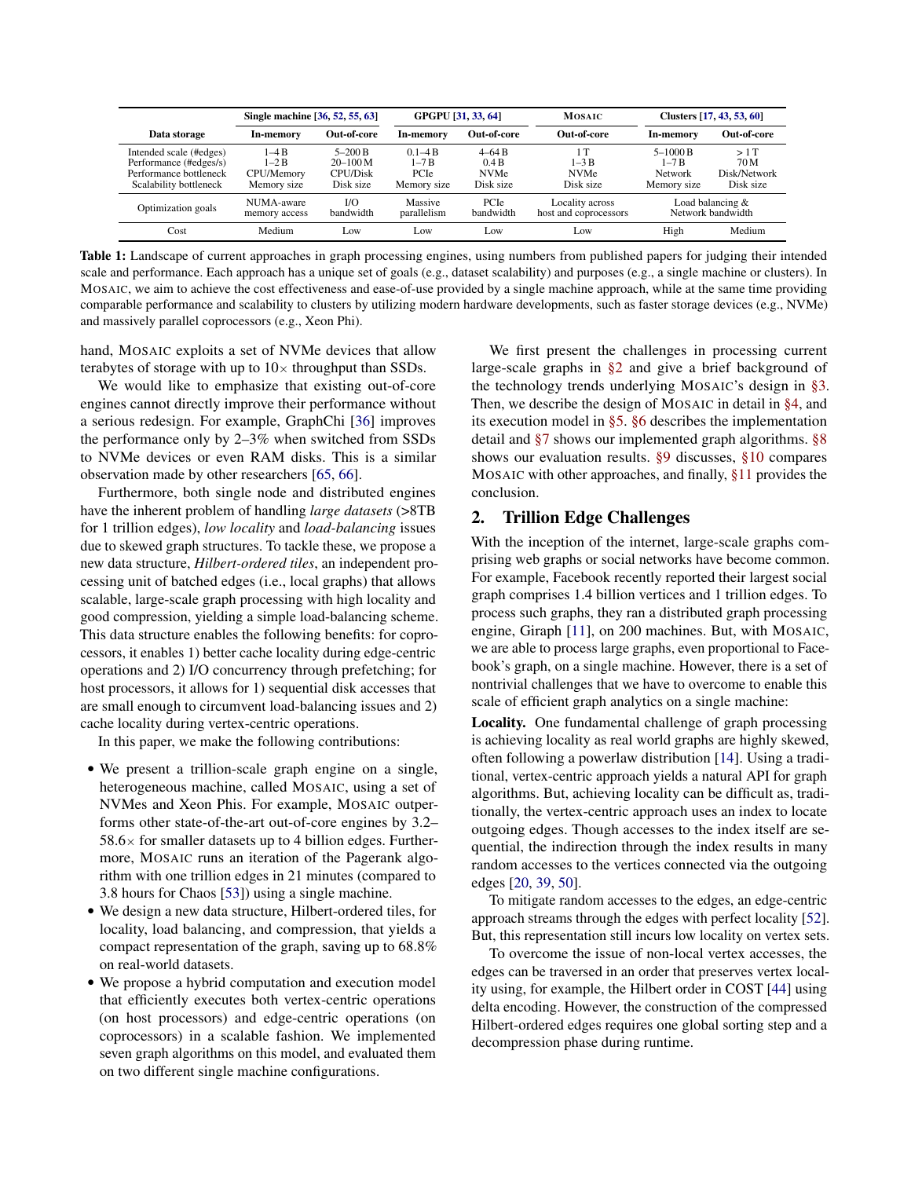| Data storage | Single machine [36, 52, 55, 63] | | GPGPU [31, 33, 64] | | MOSAIC | Clusters [17, 43, 53, 60] | |
|---|---|---|---|---|---|---|---|
| | In-memory | Out-of-core | In-memory | Out-of-core | Out-of-core | In-memory | Out-of-core |
| Intended scale (#edges) | 1–4 B | 5–200 B | 0.1–4 B | 4–64 B | 1 T | 5–1000 B | > 1 T |
| Performance (#edges/s) | 1–2 B | 20–100 M | 1–7 B | 0.4 B | 1–3 B | 1–7 B | 70 M |
| Performance bottleneck | CPU/Memory | CPU/Disk | PCIe | NVMe | NVMe | Network | Disk/Network |
| Scalability bottleneck | Memory size | Disk size | Memory size | Disk size | Disk size | Memory size | Disk size |
| Optimization goals | NUMA-aware memory access | I/O bandwidth | Massive parallelism | PCIe bandwidth | Locality across host and coprocessors | Load balancing & Network bandwidth | |
| Cost | Medium | Low | Low | Low | Low | High | Medium |

**Table 1:** Landscape of current approaches in graph processing engines, using numbers from published papers for judging their intended scale and performance. Each approach has a unique set of goals (e.g., dataset scalability) and purposes (e.g., a single machine or clusters). In MOSAIC, we aim to achieve the cost effectiveness and ease-of-use provided by a single machine approach, while at the same time providing comparable performance and scalability to clusters by utilizing modern hardware developments, such as faster storage devices (e.g., NVMe) and massively parallel coprocessors (e.g., Xeon Phi).

hand, MOSAIC exploits a set of NVMe devices that allow terabytes of storage with up to 10× throughput than SSDs.

We would like to emphasize that existing out-of-core engines cannot directly improve their performance without a serious redesign. For example, GraphChi [36] improves the performance only by 2–3% when switched from SSDs to NVMe devices or even RAM disks. This is a similar observation made by other researchers [65, 66].

Furthermore, both single node and distributed engines have the inherent problem of handling *large datasets* (>8TB for 1 trillion edges), *low locality* and *load-balancing* issues due to skewed graph structures. To tackle these, we propose a new data structure, *Hilbert-ordered tiles*, an independent processing unit of batched edges (i.e., local graphs) that allows scalable, large-scale graph processing with high locality and good compression, yielding a simple load-balancing scheme. This data structure enables the following benefits: for coprocessors, it enables 1) better cache locality during edge-centric operations and 2) I/O concurrency through prefetching; for host processors, it allows for 1) sequential disk accesses that are small enough to circumvent load-balancing issues and 2) cache locality during vertex-centric operations.

In this paper, we make the following contributions:

- We present a trillion-scale graph engine on a single, heterogeneous machine, called MOSAIC, using a set of NVMes and Xeon Phis. For example, MOSAIC outperforms other state-of-the-art out-of-core engines by 3.2–58.6× for smaller datasets up to 4 billion edges. Furthermore, MOSAIC runs an iteration of the Pagerank algorithm with one trillion edges in 21 minutes (compared to 3.8 hours for Chaos [53]) using a single machine.
- We design a new data structure, Hilbert-ordered tiles, for locality, load balancing, and compression, that yields a compact representation of the graph, saving up to 68.8% on real-world datasets.
- We propose a hybrid computation and execution model that efficiently executes both vertex-centric operations (on host processors) and edge-centric operations (on coprocessors) in a scalable fashion. We implemented seven graph algorithms on this model, and evaluated them on two different single machine configurations.

We first present the challenges in processing current large-scale graphs in §2 and give a brief background of the technology trends underlying MOSAIC's design in §3. Then, we describe the design of MOSAIC in detail in §4, and its execution model in §5. §6 describes the implementation detail and §7 shows our implemented graph algorithms. §8 shows our evaluation results. §9 discusses, §10 compares MOSAIC with other approaches, and finally, §11 provides the conclusion.

## 2. Trillion Edge Challenges

With the inception of the internet, large-scale graphs comprising web graphs or social networks have become common. For example, Facebook recently reported their largest social graph comprises 1.4 billion vertices and 1 trillion edges. To process such graphs, they ran a distributed graph processing engine, Giraph [11], on 200 machines. But, with MOSAIC, we are able to process large graphs, even proportional to Facebook's graph, on a single machine. However, there is a set of nontrivial challenges that we have to overcome to enable this scale of efficient graph analytics on a single machine:

**Locality.** One fundamental challenge of graph processing is achieving locality as real world graphs are highly skewed, often following a powerlaw distribution [14]. Using a traditional, vertex-centric approach yields a natural API for graph algorithms. But, achieving locality can be difficult as, traditionally, the vertex-centric approach uses an index to locate outgoing edges. Though accesses to the index itself are sequential, the indirection through the index results in many random accesses to the vertices connected via the outgoing edges [20, 39, 50].

To mitigate random accesses to the edges, an edge-centric approach streams through the edges with perfect locality [52]. But, this representation still incurs low locality on vertex sets.

To overcome the issue of non-local vertex accesses, the edges can be traversed in an order that preserves vertex locality using, for example, the Hilbert order in COST [44] using delta encoding. However, the construction of the compressed Hilbert-ordered edges requires one global sorting step and a decompression phase during runtime.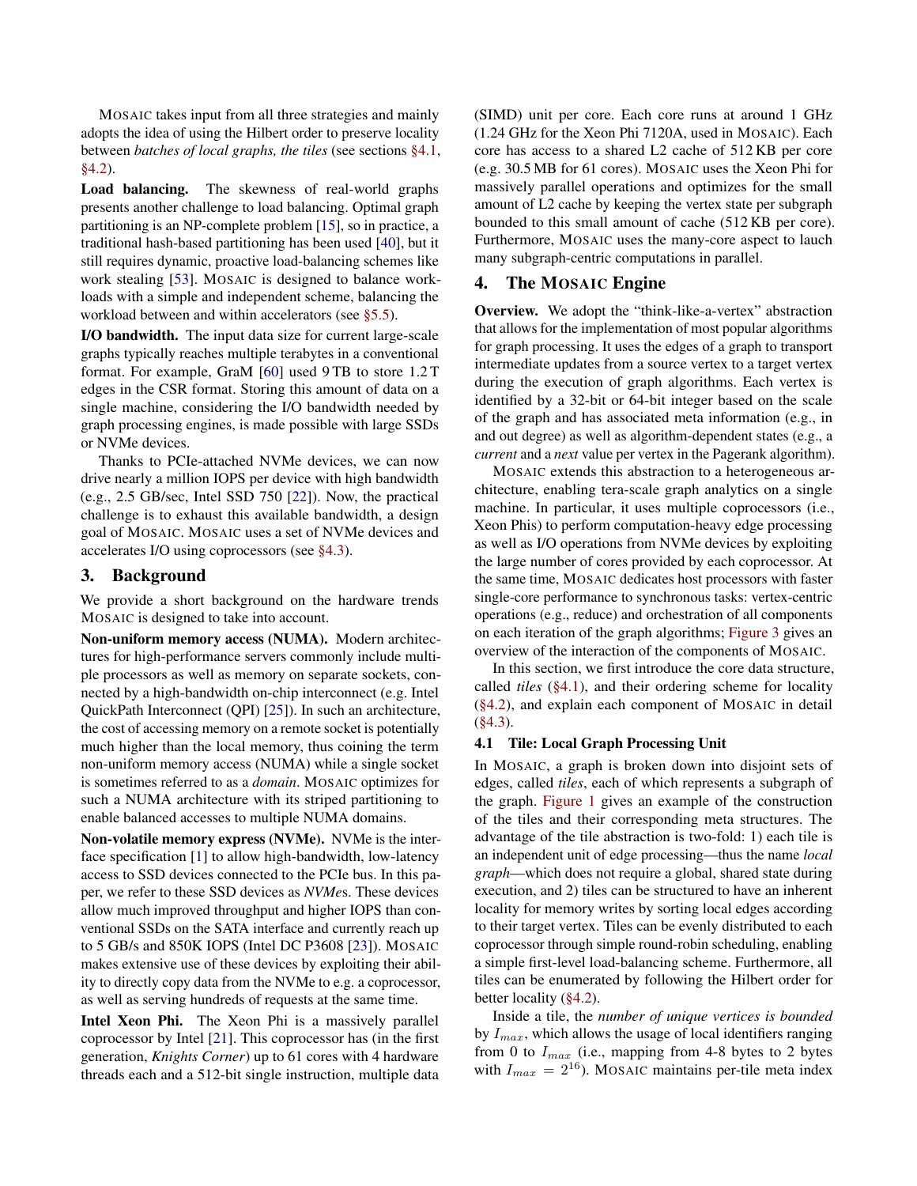MOSAIC takes input from all three strategies and mainly adopts the idea of using the Hilbert order to preserve locality between *batches of local graphs, the tiles* (see sections §4.1, §4.2).

**Load balancing.** The skewness of real-world graphs presents another challenge to load balancing. Optimal graph partitioning is an NP-complete problem [15], so in practice, a traditional hash-based partitioning has been used [40], but it still requires dynamic, proactive load-balancing schemes like work stealing [53]. MOSAIC is designed to balance workloads with a simple and independent scheme, balancing the workload between and within accelerators (see §5.5).

**I/O bandwidth.** The input data size for current large-scale graphs typically reaches multiple terabytes in a conventional format. For example, GraM [60] used 9 TB to store 1.2 T edges in the CSR format. Storing this amount of data on a single machine, considering the I/O bandwidth needed by graph processing engines, is made possible with large SSDs or NVMe devices.

Thanks to PCIe-attached NVMe devices, we can now drive nearly a million IOPS per device with high bandwidth (e.g., 2.5 GB/sec, Intel SSD 750 [22]). Now, the practical challenge is to exhaust this available bandwidth, a design goal of MOSAIC. MOSAIC uses a set of NVMe devices and accelerates I/O using coprocessors (see §4.3).

## 3. Background

We provide a short background on the hardware trends MOSAIC is designed to take into account.

**Non-uniform memory access (NUMA).** Modern architectures for high-performance servers commonly include multiple processors as well as memory on separate sockets, connected by a high-bandwidth on-chip interconnect (e.g. Intel QuickPath Interconnect (QPI) [25]). In such an architecture, the cost of accessing memory on a remote socket is potentially much higher than the local memory, thus coining the term non-uniform memory access (NUMA) while a single socket is sometimes referred to as a *domain*. MOSAIC optimizes for such a NUMA architecture with its striped partitioning to enable balanced accesses to multiple NUMA domains.

**Non-volatile memory express (NVMe).** NVMe is the interface specification [1] to allow high-bandwidth, low-latency access to SSD devices connected to the PCIe bus. In this paper, we refer to these SSD devices as *NVMe*s. These devices allow much improved throughput and higher IOPS than conventional SSDs on the SATA interface and currently reach up to 5 GB/s and 850K IOPS (Intel DC P3608 [23]). MOSAIC makes extensive use of these devices by exploiting their ability to directly copy data from the NVMe to e.g. a coprocessor, as well as serving hundreds of requests at the same time.

**Intel Xeon Phi.** The Xeon Phi is a massively parallel coprocessor by Intel [21]. This coprocessor has (in the first generation, *Knights Corner*) up to 61 cores with 4 hardware threads each and a 512-bit single instruction, multiple data (SIMD) unit per core. Each core runs at around 1 GHz (1.24 GHz for the Xeon Phi 7120A, used in MOSAIC). Each core has access to a shared L2 cache of 512 KB per core (e.g. 30.5 MB for 61 cores). MOSAIC uses the Xeon Phi for massively parallel operations and optimizes for the small amount of L2 cache by keeping the vertex state per subgraph bounded to this small amount of cache (512 KB per core). Furthermore, MOSAIC uses the many-core aspect to lauch many subgraph-centric computations in parallel.

## 4. The MOSAIC Engine

**Overview.** We adopt the "think-like-a-vertex" abstraction that allows for the implementation of most popular algorithms for graph processing. It uses the edges of a graph to transport intermediate updates from a source vertex to a target vertex during the execution of graph algorithms. Each vertex is identified by a 32-bit or 64-bit integer based on the scale of the graph and has associated meta information (e.g., in and out degree) as well as algorithm-dependent states (e.g., a *current* and a *next* value per vertex in the Pagerank algorithm).

MOSAIC extends this abstraction to a heterogeneous architecture, enabling tera-scale graph analytics on a single machine. In particular, it uses multiple coprocessors (i.e., Xeon Phis) to perform computation-heavy edge processing as well as I/O operations from NVMe devices by exploiting the large number of cores provided by each coprocessor. At the same time, MOSAIC dedicates host processors with faster single-core performance to synchronous tasks: vertex-centric operations (e.g., reduce) and orchestration of all components on each iteration of the graph algorithms; Figure 3 gives an overview of the interaction of the components of MOSAIC.

In this section, we first introduce the core data structure, called *tiles* (§4.1), and their ordering scheme for locality (§4.2), and explain each component of MOSAIC in detail (§4.3).

### 4.1 Tile: Local Graph Processing Unit

In MOSAIC, a graph is broken down into disjoint sets of edges, called *tiles*, each of which represents a subgraph of the graph. Figure 1 gives an example of the construction of the tiles and their corresponding meta structures. The advantage of the tile abstraction is two-fold: 1) each tile is an independent unit of edge processing—thus the name *local graph*—which does not require a global, shared state during execution, and 2) tiles can be structured to have an inherent locality for memory writes by sorting local edges according to their target vertex. Tiles can be evenly distributed to each coprocessor through simple round-robin scheduling, enabling a simple first-level load-balancing scheme. Furthermore, all tiles can be enumerated by following the Hilbert order for better locality (§4.2).

Inside a tile, the *number of unique vertices is bounded* by $I_{max}$, which allows the usage of local identifiers ranging from 0 to $I_{max}$ (i.e., mapping from 4-8 bytes to 2 bytes with $I_{max} = 2^{16}$). MOSAIC maintains per-tile meta index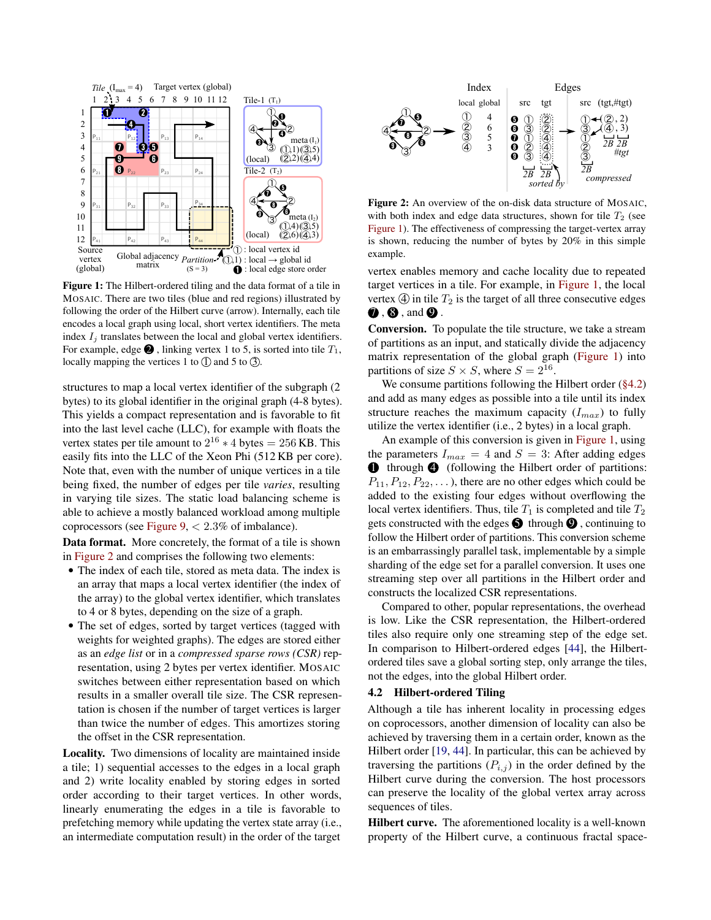**Figure 1:** The Hilbert-ordered tiling and the data format of a tile in MOSAIC. There are two tiles (blue and red regions) illustrated by following the order of the Hilbert curve (arrow). Internally, each tile encodes a local graph using local, short vertex identifiers. The meta index $I_j$ translates between the local and global vertex identifiers. For example, edge ❷, linking vertex 1 to 5, is sorted into tile $T_1$, locally mapping the vertices 1 to ① and 5 to ③.

structures to map a local vertex identifier of the subgraph (2 bytes) to its global identifier in the original graph (4-8 bytes). This yields a compact representation and is favorable to fit into the last level cache (LLC), for example with floats the vertex states per tile amount to $2^{16} * 4$ bytes = 256 KB. This easily fits into the LLC of the Xeon Phi (512 KB per core). Note that, even with the number of unique vertices in a tile being fixed, the number of edges per tile *varies*, resulting in varying tile sizes. The static load balancing scheme is able to achieve a mostly balanced workload among multiple coprocessors (see Figure 9, < 2.3% of imbalance).

**Data format.** More concretely, the format of a tile is shown in Figure 2 and comprises the following two elements:

- The index of each tile, stored as meta data. The index is an array that maps a local vertex identifier (the index of the array) to the global vertex identifier, which translates to 4 or 8 bytes, depending on the size of a graph.
- The set of edges, sorted by target vertices (tagged with weights for weighted graphs). The edges are stored either as an *edge list* or in a *compressed sparse rows (CSR)* representation, using 2 bytes per vertex identifier. MOSAIC switches between either representation based on which results in a smaller overall tile size. The CSR representation is chosen if the number of target vertices is larger than twice the number of edges. This amortizes storing the offset in the CSR representation.

**Locality.** Two dimensions of locality are maintained inside a tile; 1) sequential accesses to the edges in a local graph and 2) write locality enabled by storing edges in sorted order according to their target vertices. In other words, linearly enumerating the edges in a tile is favorable to prefetching memory while updating the vertex state array (i.e., an intermediate computation result) in the order of the target vertex enables memory and cache locality due to repeated target vertices in a tile. For example, in Figure 1, the local vertex ④ in tile $T_2$ is the target of all three consecutive edges ❼, ❽, and ❾.

**Figure 2:** An overview of the on-disk data structure of MOSAIC, with both index and edge data structures, shown for tile $T_2$ (see Figure 1). The effectiveness of compressing the target-vertex array is shown, reducing the number of bytes by 20% in this simple example.

**Conversion.** To populate the tile structure, we take a stream of partitions as an input, and statically divide the adjacency matrix representation of the global graph (Figure 1) into partitions of size $S \times S$, where $S = 2^{16}$.

We consume partitions following the Hilbert order (§4.2) and add as many edges as possible into a tile until its index structure reaches the maximum capacity ($I_{max}$) to fully utilize the vertex identifier (i.e., 2 bytes) in a local graph.

An example of this conversion is given in Figure 1, using the parameters $I_{max} = 4$ and $S = 3$: After adding edges ❶ through ❹ (following the Hilbert order of partitions: $P_{11}, P_{12}, P_{22}, \ldots$), there are no other edges which could be added to the existing four edges without overflowing the local vertex identifiers. Thus, tile $T_1$ is completed and tile $T_2$ gets constructed with the edges ❺ through ❾, continuing to follow the Hilbert order of partitions. This conversion scheme is an embarrassingly parallel task, implementable by a simple sharding of the edge set for a parallel conversion. It uses one streaming step over all partitions in the Hilbert order and constructs the localized CSR representations.

Compared to other, popular representations, the overhead is low. Like the CSR representation, the Hilbert-ordered tiles also require only one streaming step of the edge set. In comparison to Hilbert-ordered edges [44], the Hilbert-ordered tiles save a global sorting step, only arrange the tiles, not the edges, into the global Hilbert order.

### 4.2 Hilbert-ordered Tiling

Although a tile has inherent locality in processing edges on coprocessors, another dimension of locality can also be achieved by traversing them in a certain order, known as the Hilbert order [19, 44]. In particular, this can be achieved by traversing the partitions ($P_{i,j}$) in the order defined by the Hilbert curve during the conversion. The host processors can preserve the locality of the global vertex array across sequences of tiles.

**Hilbert curve.** The aforementioned locality is a well-known property of the Hilbert curve, a continuous fractal space-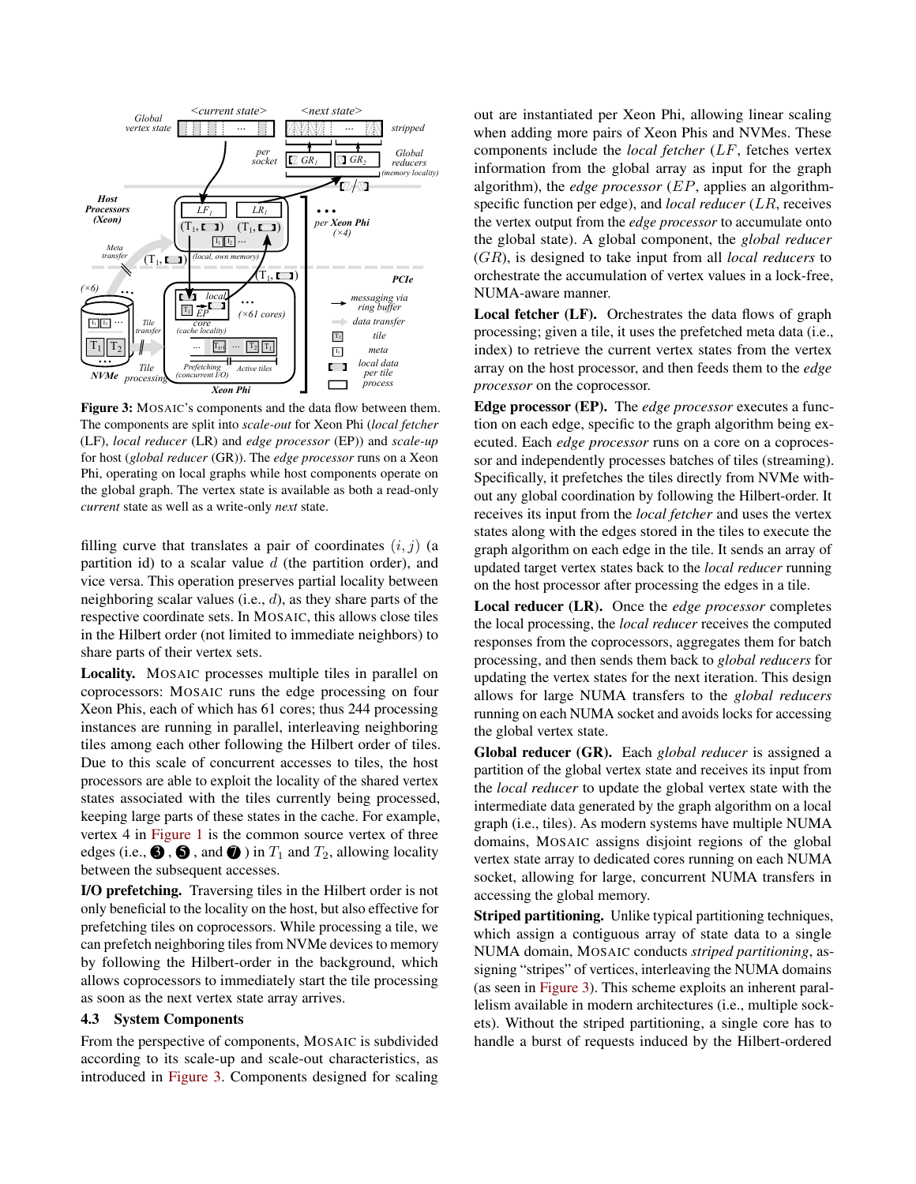Global vertex state

<current state>

<next state>

stripped

per socket

$GR_1$

$GR_2$

Global reducers (memory locality)

Host Processors (Xeon)

$LF_i$

$LR_i$

($T_1$, ) ($T_1$, )

(local, own memory)

per Xeon Phi (×4)

Meta transfer

($T_1$, )

($T_1$, )

PCIe

(×6)

local

EP

core (cache locality)

(×61 cores)

Tile transfer

Tile processing

Prefetching (concurrent I/O)

Active tiles

NVMe

Xeon Phi

messaging via ring buffer

data transfer

tile

meta

local data per tile

process

**Figure 3:** MOSAIC's components and the data flow between them. The components are split into *scale-out* for Xeon Phi (*local fetcher* (LF), *local reducer* (LR) and *edge processor* (EP)) and *scale-up* for host (*global reducer* (GR)). The *edge processor* runs on a Xeon Phi, operating on local graphs while host components operate on the global graph. The vertex state is available as both a read-only *current* state as well as a write-only *next* state.

filling curve that translates a pair of coordinates $(i, j)$ (a partition id) to a scalar value $d$ (the partition order), and vice versa. This operation preserves partial locality between neighboring scalar values (i.e., $d$), as they share parts of the respective coordinate sets. In MOSAIC, this allows close tiles in the Hilbert order (not limited to immediate neighbors) to share parts of their vertex sets.

**Locality.** MOSAIC processes multiple tiles in parallel on coprocessors: MOSAIC runs the edge processing on four Xeon Phis, each of which has 61 cores; thus 244 processing instances are running in parallel, interleaving neighboring tiles among each other following the Hilbert order of tiles. Due to this scale of concurrent accesses to tiles, the host processors are able to exploit the locality of the shared vertex states associated with the tiles currently being processed, keeping large parts of these states in the cache. For example, vertex 4 in Figure 1 is the common source vertex of three edges (i.e., ❸, ❺, and ❼) in $T_1$ and $T_2$, allowing locality between the subsequent accesses.

**I/O prefetching.** Traversing tiles in the Hilbert order is not only beneficial to the locality on the host, but also effective for prefetching tiles on coprocessors. While processing a tile, we can prefetch neighboring tiles from NVMe devices to memory by following the Hilbert-order in the background, which allows coprocessors to immediately start the tile processing as soon as the next vertex state array arrives.

### 4.3 System Components

From the perspective of components, MOSAIC is subdivided according to its scale-up and scale-out characteristics, as introduced in Figure 3. Components designed for scaling out are instantiated per Xeon Phi, allowing linear scaling when adding more pairs of Xeon Phis and NVMes. These components include the *local fetcher* ($LF$, fetches vertex information from the global array as input for the graph algorithm), the *edge processor* ($EP$, applies an algorithm-specific function per edge), and *local reducer* ($LR$, receives the vertex output from the *edge processor* to accumulate onto the global state). A global component, the *global reducer* ($GR$), is designed to take input from all *local reducers* to orchestrate the accumulation of vertex values in a lock-free, NUMA-aware manner.

**Local fetcher (LF).** Orchestrates the data flows of graph processing; given a tile, it uses the prefetched meta data (i.e., index) to retrieve the current vertex states from the vertex array on the host processor, and then feeds them to the *edge processor* on the coprocessor.

**Edge processor (EP).** The *edge processor* executes a function on each edge, specific to the graph algorithm being executed. Each *edge processor* runs on a core on a coprocessor and independently processes batches of tiles (streaming). Specifically, it prefetches the tiles directly from NVMe without any global coordination by following the Hilbert-order. It receives its input from the *local fetcher* and uses the vertex states along with the edges stored in the tiles to execute the graph algorithm on each edge in the tile. It sends an array of updated target vertex states back to the *local reducer* running on the host processor after processing the edges in a tile.

**Local reducer (LR).** Once the *edge processor* completes the local processing, the *local reducer* receives the computed responses from the coprocessors, aggregates them for batch processing, and then sends them back to *global reducers* for updating the vertex states for the next iteration. This design allows for large NUMA transfers to the *global reducers* running on each NUMA socket and avoids locks for accessing the global vertex state.

**Global reducer (GR).** Each *global reducer* is assigned a partition of the global vertex state and receives its input from the *local reducer* to update the global vertex state with the intermediate data generated by the graph algorithm on a local graph (i.e., tiles). As modern systems have multiple NUMA domains, MOSAIC assigns disjoint regions of the global vertex state array to dedicated cores running on each NUMA socket, allowing for large, concurrent NUMA transfers in accessing the global memory.

**Striped partitioning.** Unlike typical partitioning techniques, which assign a contiguous array of state data to a single NUMA domain, MOSAIC conducts *striped partitioning*, assigning "stripes" of vertices, interleaving the NUMA domains (as seen in Figure 3). This scheme exploits an inherent parallelism available in modern architectures (i.e., multiple sockets). Without the striped partitioning, a single core has to handle a burst of requests induced by the Hilbert-ordered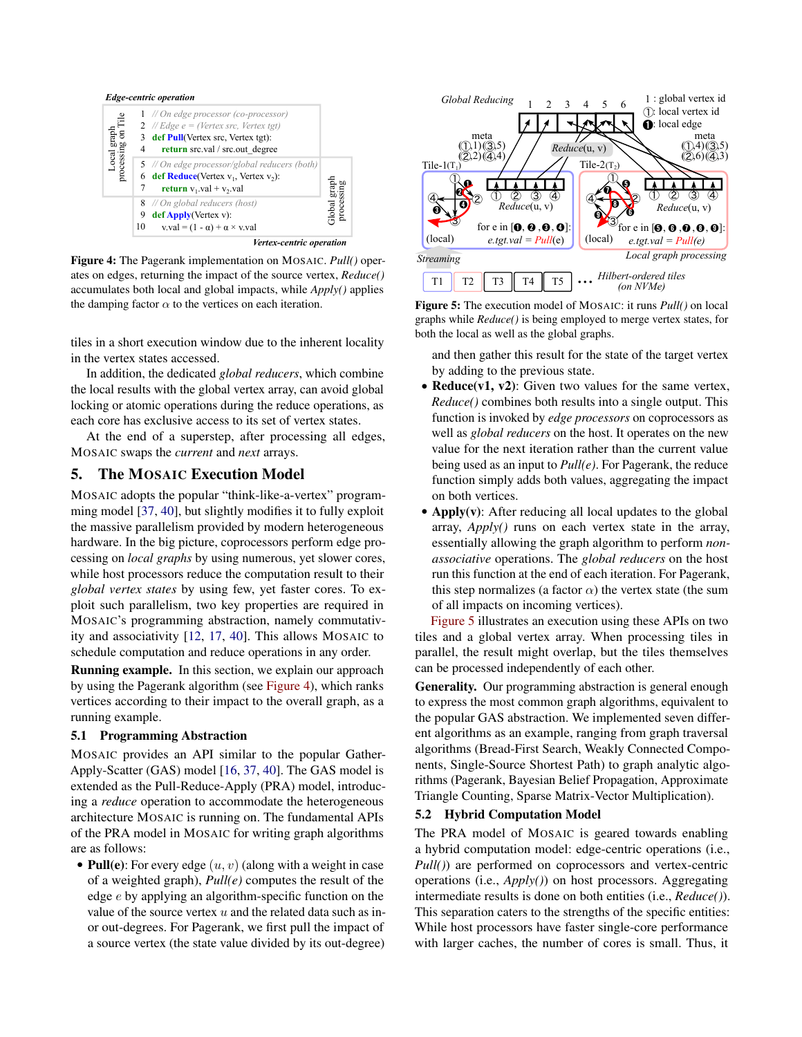**Edge-centric operation**

```
1  // On edge processor (co-processor)
2  // Edge e = (Vertex src, Vertex tgt)
3  def Pull(Vertex src, Vertex tgt):
4      return src.val / src.out_degree
5  // On edge processor/global reducers (both)
6  def Reduce(Vertex v1, Vertex v2):
7      return v1.val + v2.val
8  // On global reducers (host)
9  def Apply(Vertex v):
10     v.val = (1 - α) + α × v.val
```

**Vertex-centric operation**

**Figure 4:** The Pagerank implementation on MOSAIC. *Pull()* operates on edges, returning the impact of the source vertex, *Reduce()* accumulates both local and global impacts, while *Apply()* applies the damping factor $\alpha$ to the vertices on each iteration.

tiles in a short execution window due to the inherent locality in the vertex states accessed.

In addition, the dedicated *global reducers*, which combine the local results with the global vertex array, can avoid global locking or atomic operations during the reduce operations, as each core has exclusive access to its set of vertex states.

At the end of a superstep, after processing all edges, MOSAIC swaps the *current* and *next* arrays.

## 5. The MOSAIC Execution Model

MOSAIC adopts the popular "think-like-a-vertex" programming model [37, 40], but slightly modifies it to fully exploit the massive parallelism provided by modern heterogeneous hardware. In the big picture, coprocessors perform edge processing on *local graphs* by using numerous, yet slower cores, while host processors reduce the computation result to their *global vertex states* by using few, yet faster cores. To exploit such parallelism, two key properties are required in MOSAIC's programming abstraction, namely commutativity and associativity [12, 17, 40]. This allows MOSAIC to schedule computation and reduce operations in any order.

**Running example.** In this section, we explain our approach by using the Pagerank algorithm (see Figure 4), which ranks vertices according to their impact to the overall graph, as a running example.

### 5.1 Programming Abstraction

MOSAIC provides an API similar to the popular Gather-Apply-Scatter (GAS) model [16, 37, 40]. The GAS model is extended as the Pull-Reduce-Apply (PRA) model, introducing a *reduce* operation to accommodate the heterogeneous architecture MOSAIC is running on. The fundamental APIs of the PRA model in MOSAIC for writing graph algorithms are as follows:

- **Pull(e)**: For every edge $(u, v)$ (along with a weight in case of a weighted graph), *Pull(e)* computes the result of the edge $e$ by applying an algorithm-specific function on the value of the source vertex $u$ and the related data such as in- or out-degrees. For Pagerank, we first pull the impact of a source vertex (the state value divided by its out-degree) and then gather this result for the state of the target vertex by adding to the previous state.
- **Reduce(v1, v2)**: Given two values for the same vertex, *Reduce()* combines both results into a single output. This function is invoked by *edge processors* on coprocessors as well as *global reducers* on the host. It operates on the new value for the next iteration rather than the current value being used as an input to *Pull(e)*. For Pagerank, the reduce function simply adds both values, aggregating the impact on both vertices.
- **Apply(v)**: After reducing all local updates to the global array, *Apply()* runs on each vertex state in the array, essentially allowing the graph algorithm to perform *non-associative* operations. The *global reducers* on the host run this function at the end of each iteration. For Pagerank, this step normalizes (a factor $\alpha$) the vertex state (the sum of all impacts on incoming vertices).

**Figure 5:** The execution model of MOSAIC: it runs *Pull()* on local graphs while *Reduce()* is being employed to merge vertex states, for both the local as well as the global graphs.

Figure 5 illustrates an execution using these APIs on two tiles and a global vertex array. When processing tiles in parallel, the result might overlap, but the tiles themselves can be processed independently of each other.

**Generality.** Our programming abstraction is general enough to express the most common graph algorithms, equivalent to the popular GAS abstraction. We implemented seven different algorithms as an example, ranging from graph traversal algorithms (Bread-First Search, Weakly Connected Components, Single-Source Shortest Path) to graph analytic algorithms (Pagerank, Bayesian Belief Propagation, Approximate Triangle Counting, Sparse Matrix-Vector Multiplication).

### 5.2 Hybrid Computation Model

The PRA model of MOSAIC is geared towards enabling a hybrid computation model: edge-centric operations (i.e., *Pull()*) are performed on coprocessors and vertex-centric operations (i.e., *Apply()*) on host processors. Aggregating intermediate results is done on both entities (i.e., *Reduce()*). This separation caters to the strengths of the specific entities: While host processors have faster single-core performance with larger caches, the number of cores is small. Thus, it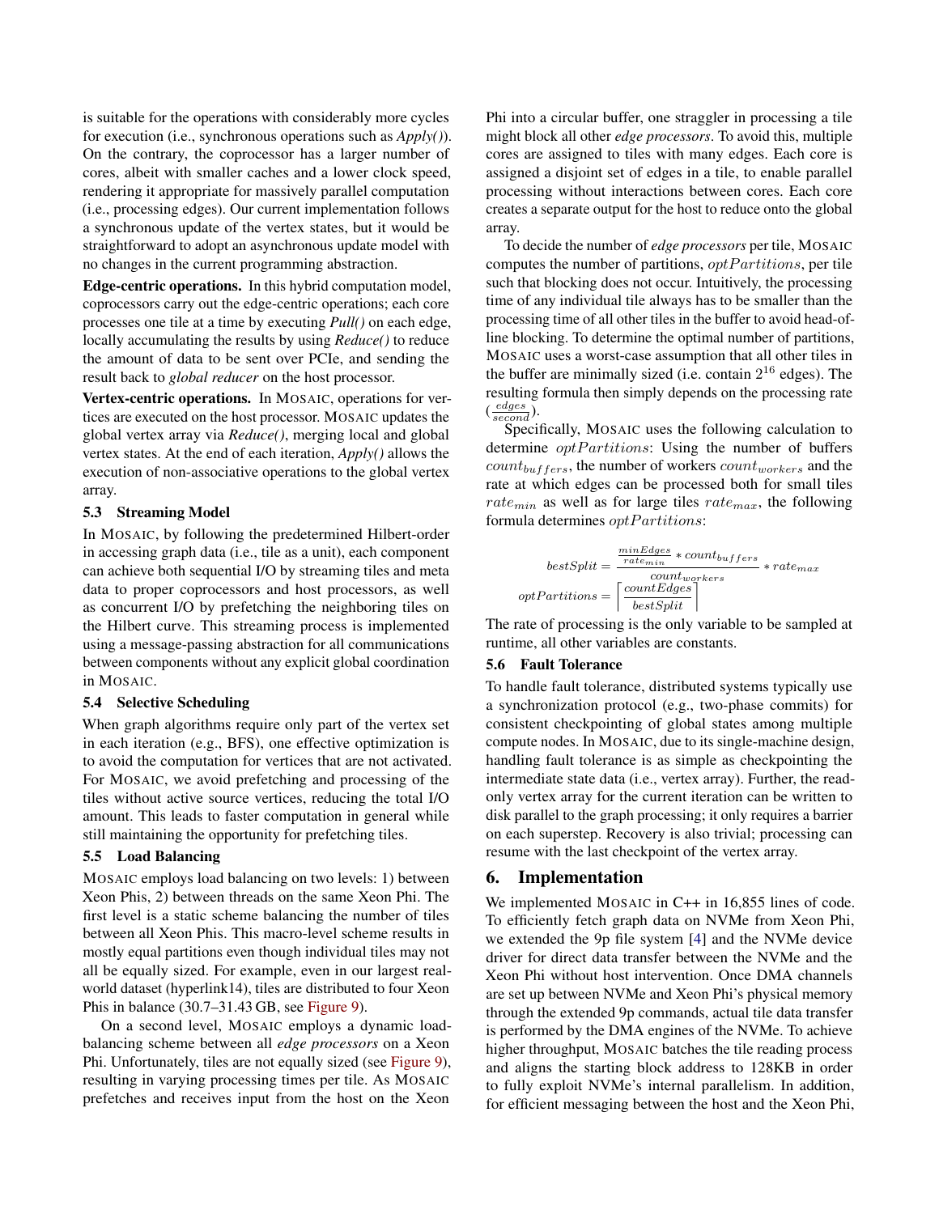is suitable for the operations with considerably more cycles for execution (i.e., synchronous operations such as *Apply()*). On the contrary, the coprocessor has a larger number of cores, albeit with smaller caches and a lower clock speed, rendering it appropriate for massively parallel computation (i.e., processing edges). Our current implementation follows a synchronous update of the vertex states, but it would be straightforward to adopt an asynchronous update model with no changes in the current programming abstraction.

**Edge-centric operations.** In this hybrid computation model, coprocessors carry out the edge-centric operations; each core processes one tile at a time by executing *Pull()* on each edge, locally accumulating the results by using *Reduce()* to reduce the amount of data to be sent over PCIe, and sending the result back to *global reducer* on the host processor.

**Vertex-centric operations.** In MOSAIC, operations for vertices are executed on the host processor. MOSAIC updates the global vertex array via *Reduce()*, merging local and global vertex states. At the end of each iteration, *Apply()* allows the execution of non-associative operations to the global vertex array.

### 5.3 Streaming Model

In MOSAIC, by following the predetermined Hilbert-order in accessing graph data (i.e., tile as a unit), each component can achieve both sequential I/O by streaming tiles and meta data to proper coprocessors and host processors, as well as concurrent I/O by prefetching the neighboring tiles on the Hilbert curve. This streaming process is implemented using a message-passing abstraction for all communications between components without any explicit global coordination in MOSAIC.

### 5.4 Selective Scheduling

When graph algorithms require only part of the vertex set in each iteration (e.g., BFS), one effective optimization is to avoid the computation for vertices that are not activated. For MOSAIC, we avoid prefetching and processing of the tiles without active source vertices, reducing the total I/O amount. This leads to faster computation in general while still maintaining the opportunity for prefetching tiles.

### 5.5 Load Balancing

MOSAIC employs load balancing on two levels: 1) between Xeon Phis, 2) between threads on the same Xeon Phi. The first level is a static scheme balancing the number of tiles between all Xeon Phis. This macro-level scheme results in mostly equal partitions even though individual tiles may not all be equally sized. For example, even in our largest real-world dataset (hyperlink14), tiles are distributed to four Xeon Phis in balance (30.7–31.43 GB, see Figure 9).

On a second level, MOSAIC employs a dynamic load-balancing scheme between all *edge processors* on a Xeon Phi. Unfortunately, tiles are not equally sized (see Figure 9), resulting in varying processing times per tile. As MOSAIC prefetches and receives input from the host on the Xeon Phi into a circular buffer, one straggler in processing a tile might block all other *edge processors*. To avoid this, multiple cores are assigned to tiles with many edges. Each core is assigned a disjoint set of edges in a tile, to enable parallel processing without interactions between cores. Each core creates a separate output for the host to reduce onto the global array.

To decide the number of *edge processors* per tile, MOSAIC computes the number of partitions, $optPartitions$, per tile such that blocking does not occur. Intuitively, the processing time of any individual tile always has to be smaller than the processing time of all other tiles in the buffer to avoid head-of-line blocking. To determine the optimal number of partitions, MOSAIC uses a worst-case assumption that all other tiles in the buffer are minimally sized (i.e. contain $2^{16}$ edges). The resulting formula then simply depends on the processing rate ($\frac{edges}{second}$).

Specifically, MOSAIC uses the following calculation to determine $optPartitions$: Using the number of buffers $count_{buffers}$, the number of workers $count_{workers}$ and the rate at which edges can be processed both for small tiles $rate_{min}$ as well as for large tiles $rate_{max}$, the following formula determines $optPartitions$:

$$bestSplit = \frac{\frac{minEdges}{rate_{min}} * count_{buffers}}{count_{workers}} * rate_{max}$$

$$optPartitions = \left\lceil \frac{countEdges}{bestSplit} \right\rceil$$

The rate of processing is the only variable to be sampled at runtime, all other variables are constants.

### 5.6 Fault Tolerance

To handle fault tolerance, distributed systems typically use a synchronization protocol (e.g., two-phase commits) for consistent checkpointing of global states among multiple compute nodes. In MOSAIC, due to its single-machine design, handling fault tolerance is as simple as checkpointing the intermediate state data (i.e., vertex array). Further, the read-only vertex array for the current iteration can be written to disk parallel to the graph processing; it only requires a barrier on each superstep. Recovery is also trivial; processing can resume with the last checkpoint of the vertex array.

## 6. Implementation

We implemented MOSAIC in C++ in 16,855 lines of code. To efficiently fetch graph data on NVMe from Xeon Phi, we extended the 9p file system [4] and the NVMe device driver for direct data transfer between the NVMe and the Xeon Phi without host intervention. Once DMA channels are set up between NVMe and Xeon Phi's physical memory through the extended 9p commands, actual tile data transfer is performed by the DMA engines of the NVMe. To achieve higher throughput, MOSAIC batches the tile reading process and aligns the starting block address to 128KB in order to fully exploit NVMe's internal parallelism. In addition, for efficient messaging between the host and the Xeon Phi,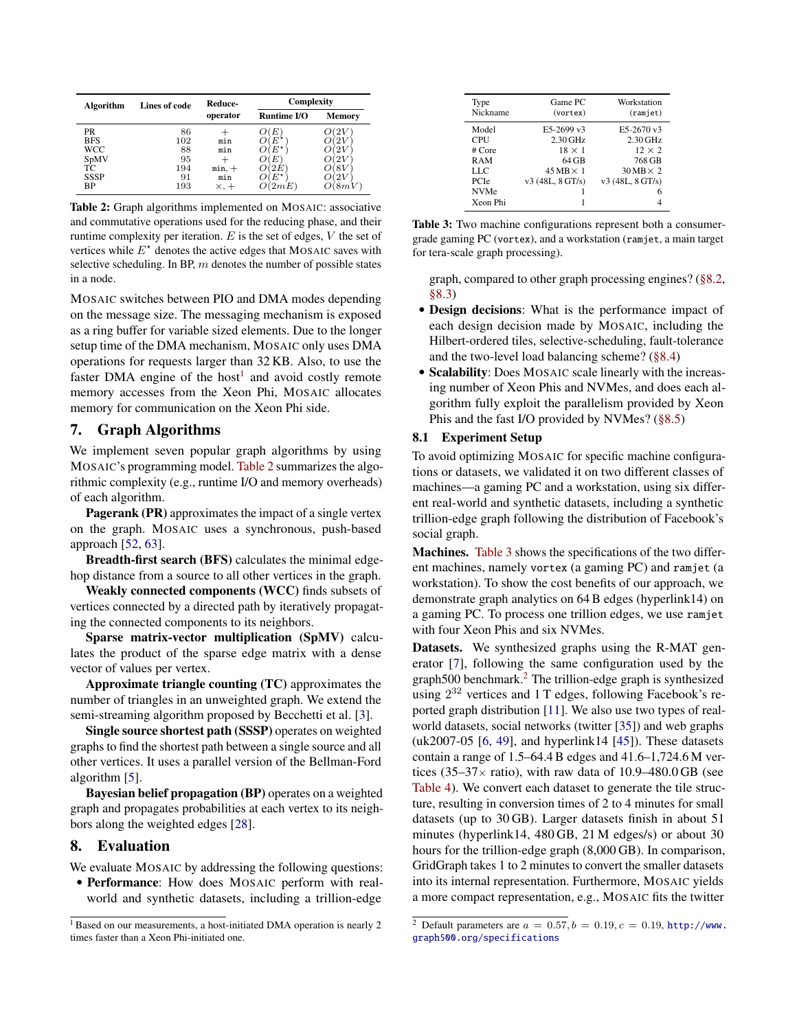| Algorithm | Lines of code | Reduce-operator | Complexity | |
|---|---|---|---|---|
| | | | Runtime I/O | Memory |
| PR | 86 | $+$ | $O(E)$ | $O(2V)$ |
| BFS | 102 | min | $O(E^{\star})$ | $O(2V)$ |
| WCC | 88 | min | $O(E^{\star})$ | $O(2V)$ |
| SpMV | 95 | $+$ | $O(E)$ | $O(2V)$ |
| TC | 194 | min, $+$ | $O(2E)$ | $O(8V)$ |
| SSSP | 91 | min | $O(E^{\star})$ | $O(2V)$ |
| BP | 193 | $\times, +$ | $O(2mE)$ | $O(8mV)$ |

**Table 2:** Graph algorithms implemented on MOSAIC: associative and commutative operations used for the reducing phase, and their runtime complexity per iteration. $E$ is the set of edges, $V$ the set of vertices while $E^{\star}$ denotes the active edges that MOSAIC saves with selective scheduling. In BP, $m$ denotes the number of possible states in a node.

MOSAIC switches between PIO and DMA modes depending on the message size. The messaging mechanism is exposed as a ring buffer for variable sized elements. Due to the longer setup time of the DMA mechanism, MOSAIC only uses DMA operations for requests larger than 32 KB. Also, to use the faster DMA engine of the host[1] and avoid costly remote memory accesses from the Xeon Phi, MOSAIC allocates memory for communication on the Xeon Phi side.

## 7. Graph Algorithms

We implement seven popular graph algorithms by using MOSAIC's programming model. Table 2 summarizes the algorithmic complexity (e.g., runtime I/O and memory overheads) of each algorithm.

**Pagerank (PR)** approximates the impact of a single vertex on the graph. MOSAIC uses a synchronous, push-based approach [52, 63].

**Breadth-first search (BFS)** calculates the minimal edge-hop distance from a source to all other vertices in the graph.

**Weakly connected components (WCC)** finds subsets of vertices connected by a directed path by iteratively propagating the connected components to its neighbors.

**Sparse matrix-vector multiplication (SpMV)** calculates the product of the sparse edge matrix with a dense vector of values per vertex.

**Approximate triangle counting (TC)** approximates the number of triangles in an unweighted graph. We extend the semi-streaming algorithm proposed by Becchetti et al. [3].

**Single source shortest path (SSSP)** operates on weighted graphs to find the shortest path between a single source and all other vertices. It uses a parallel version of the Bellman-Ford algorithm [5].

**Bayesian belief propagation (BP)** operates on a weighted graph and propagates probabilities at each vertex to its neighbors along the weighted edges [28].

## 8. Evaluation

We evaluate MOSAIC by addressing the following questions:

- **Performance**: How does MOSAIC perform with real-world and synthetic datasets, including a trillion-edge graph, compared to other graph processing engines? (§8.2, §8.3)
- **Design decisions**: What is the performance impact of each design decision made by MOSAIC, including the Hilbert-ordered tiles, selective-scheduling, fault-tolerance and the two-level load balancing scheme? (§8.4)
- **Scalability**: Does MOSAIC scale linearly with the increasing number of Xeon Phis and NVMes, and does each algorithm fully exploit the parallelism provided by Xeon Phis and the fast I/O provided by NVMes? (§8.5)

[1] Based on our measurements, a host-initiated DMA operation is nearly 2 times faster than a Xeon Phi-initiated one.

| Type<br>Nickname | Game PC<br>(vortex) | Workstation<br>(ramjet) |
|---|---|---|
| Model | E5-2699 v3 | E5-2670 v3 |
| CPU | 2.30 GHz | 2.30 GHz |
| # Core | $18 \times 1$ | $12 \times 2$ |
| RAM | 64 GB | 768 GB |
| LLC | 45 MB $\times$ 1 | 30 MB $\times$ 2 |
| PCIe | v3 (48L, 8 GT/s) | v3 (48L, 8 GT/s) |
| NVMe | 1 | 6 |
| Xeon Phi | 1 | 4 |

**Table 3:** Two machine configurations represent both a consumer-grade gaming PC (vortex), and a workstation (ramjet, a main target for tera-scale graph processing).

### 8.1 Experiment Setup

To avoid optimizing MOSAIC for specific machine configurations or datasets, we validated it on two different classes of machines—a gaming PC and a workstation, using six different real-world and synthetic datasets, including a synthetic trillion-edge graph following the distribution of Facebook's social graph.

**Machines.** Table 3 shows the specifications of the two different machines, namely vortex (a gaming PC) and ramjet (a workstation). To show the cost benefits of our approach, we demonstrate graph analytics on 64 B edges (hyperlink14) on a gaming PC. To process one trillion edges, we use ramjet with four Xeon Phis and six NVMes.

**Datasets.** We synthesized graphs using the R-MAT generator [7], following the same configuration used by the graph500 benchmark.[2] The trillion-edge graph is synthesized using $2^{32}$ vertices and 1 T edges, following Facebook's reported graph distribution [11]. We also use two types of real-world datasets, social networks (twitter [35]) and web graphs (uk2007-05 [6, 49], and hyperlink14 [45]). These datasets contain a range of 1.5–64.4 B edges and 41.6–1,724.6 M vertices (35–37$\times$ ratio), with raw data of 10.9–480.0 GB (see Table 4). We convert each dataset to generate the tile structure, resulting in conversion times of 2 to 4 minutes for small datasets (up to 30 GB). Larger datasets finish in about 51 minutes (hyperlink14, 480 GB, 21 M edges/s) or about 30 hours for the trillion-edge graph (8,000 GB). In comparison, GridGraph takes 1 to 2 minutes to convert the smaller datasets into its internal representation. Furthermore, MOSAIC yields a more compact representation, e.g., MOSAIC fits the twitter

[2] Default parameters are $a = 0.57, b = 0.19, c = 0.19$, http://www.graph500.org/specifications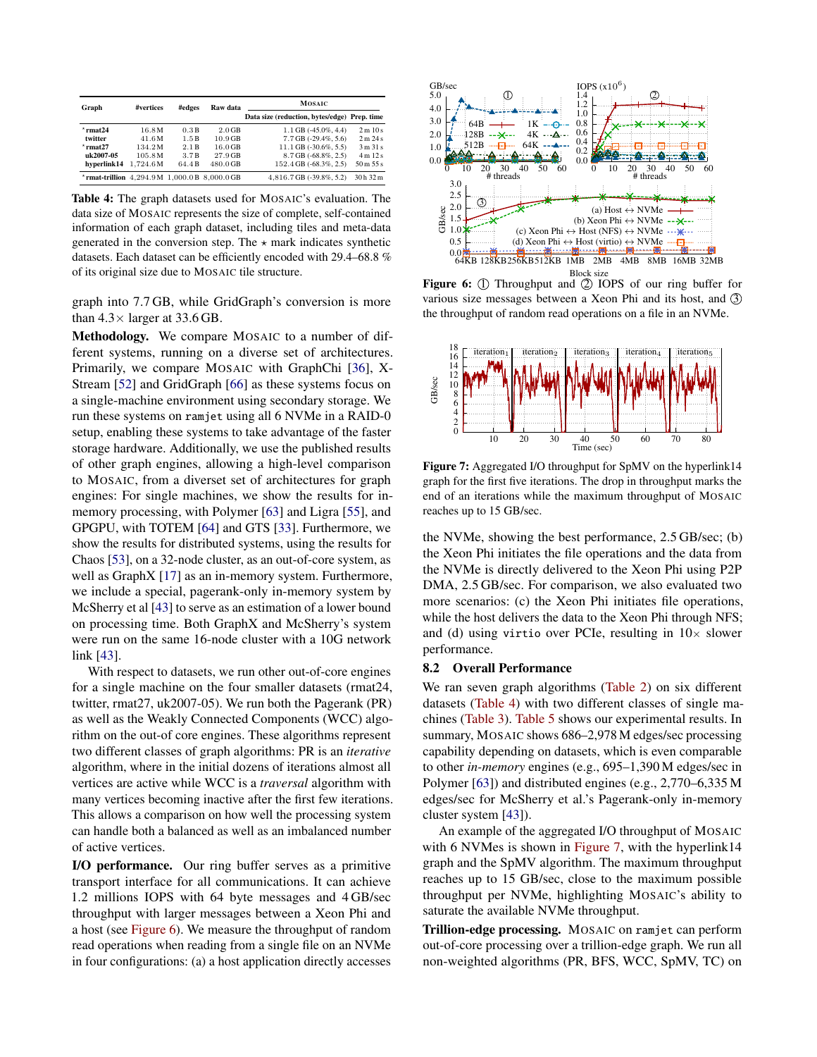| Graph | #vertices | #edges | Raw data | MOSAIC | |
|---|---|---|---|---|---|
| | | | | Data size (reduction, bytes/edge) | Prep. time |
| ⋆rmat24 | 16.8 M | 0.3 B | 2.0 GB | 1.1 GB (-45.0%, 4.4) | 2 m 10 s |
| twitter | 41.6 M | 1.5 B | 10.9 GB | 7.7 GB (-29.4%, 5.6) | 2 m 24 s |
| ⋆rmat27 | 134.2 M | 2.1 B | 16.0 GB | 11.1 GB (-30.6%, 5.5) | 3 m 31 s |
| uk2007-05 | 105.8 M | 3.7 B | 27.9 GB | 8.7 GB (-68.8%, 2.5) | 4 m 12 s |
| hyperlink14 | 1,724.6 M | 64.4 B | 480.0 GB | 152.4 GB (-68.3%, 2.5) | 50 m 55 s |
| ⋆rmat-trillion | 4,294.9 M | 1,000.0 B | 8,000.0 GB | 4,816.7 GB (-39.8%, 5.2) | 30 h 32 m |

**Table 4:** The graph datasets used for MOSAIC's evaluation. The data size of MOSAIC represents the size of complete, self-contained information of each graph dataset, including tiles and meta-data generated in the conversion step. The ⋆ mark indicates synthetic datasets. Each dataset can be efficiently encoded with 29.4–68.8 % of its original size due to MOSAIC tile structure.

graph into 7.7 GB, while GridGraph's conversion is more than 4.3× larger at 33.6 GB.

**Methodology.** We compare MOSAIC to a number of different systems, running on a diverse set of architectures. Primarily, we compare MOSAIC with GraphChi [36], X-Stream [52] and GridGraph [66] as these systems focus on a single-machine environment using secondary storage. We run these systems on `ramjet` using all 6 NVMe in a RAID-0 setup, enabling these systems to take advantage of the faster storage hardware. Additionally, we use the published results of other graph engines, allowing a high-level comparison to MOSAIC, from a diverset set of architectures for graph engines: For single machines, we show the results for in-memory processing, with Polymer [63] and Ligra [55], and GPGPU, with TOTEM [64] and GTS [33]. Furthermore, we show the results for distributed systems, using the results for Chaos [53], on a 32-node cluster, as an out-of-core system, as well as GraphX [17] as an in-memory system. Furthermore, we include a special, pagerank-only in-memory system by McSherry et al [43] to serve as an estimation of a lower bound on processing time. Both GraphX and McSherry's system were run on the same 16-node cluster with a 10G network link [43].

With respect to datasets, we run other out-of-core engines for a single machine on the four smaller datasets (rmat24, twitter, rmat27, uk2007-05). We run both the Pagerank (PR) as well as the Weakly Connected Components (WCC) algorithm on the out-of core engines. These algorithms represent two different classes of graph algorithms: PR is an *iterative* algorithm, where in the initial dozens of iterations almost all vertices are active while WCC is a *traversal* algorithm with many vertices becoming inactive after the first few iterations. This allows a comparison on how well the processing system can handle both a balanced as well as an imbalanced number of active vertices.

**I/O performance.** Our ring buffer serves as a primitive transport interface for all communications. It can achieve 1.2 millions IOPS with 64 byte messages and 4 GB/sec throughput with larger messages between a Xeon Phi and a host (see Figure 6). We measure the throughput of random read operations when reading from a single file on an NVMe in four configurations: (a) a host application directly accesses the NVMe, showing the best performance, 2.5 GB/sec; (b) the Xeon Phi initiates the file operations and the data from the NVMe is directly delivered to the Xeon Phi using P2P DMA, 2.5 GB/sec. For comparison, we also evaluated two more scenarios: (c) the Xeon Phi initiates file operations, while the host delivers the data to the Xeon Phi through NFS; and (d) using `virtio` over PCIe, resulting in 10× slower performance.

**Figure 6:** ① Throughput and ② IOPS of our ring buffer for various size messages between a Xeon Phi and its host, and ③ the throughput of random read operations on a file in an NVMe.

**Figure 7:** Aggregated I/O throughput for SpMV on the hyperlink14 graph for the first five iterations. The drop in throughput marks the end of an iterations while the maximum throughput of MOSAIC reaches up to 15 GB/sec.

### 8.2 Overall Performance

We ran seven graph algorithms (Table 2) on six different datasets (Table 4) with two different classes of single machines (Table 3). Table 5 shows our experimental results. In summary, MOSAIC shows 686–2,978 M edges/sec processing capability depending on datasets, which is even comparable to other *in-memory* engines (e.g., 695–1,390 M edges/sec in Polymer [63]) and distributed engines (e.g., 2,770–6,335 M edges/sec for McSherry et al.'s Pagerank-only in-memory cluster system [43]).

An example of the aggregated I/O throughput of MOSAIC with 6 NVMes is shown in Figure 7, with the hyperlink14 graph and the SpMV algorithm. The maximum throughput reaches up to 15 GB/sec, close to the maximum possible throughput per NVMe, highlighting MOSAIC's ability to saturate the available NVMe throughput.

**Trillion-edge processing.** MOSAIC on `ramjet` can perform out-of-core processing over a trillion-edge graph. We run all non-weighted algorithms (PR, BFS, WCC, SpMV, TC) on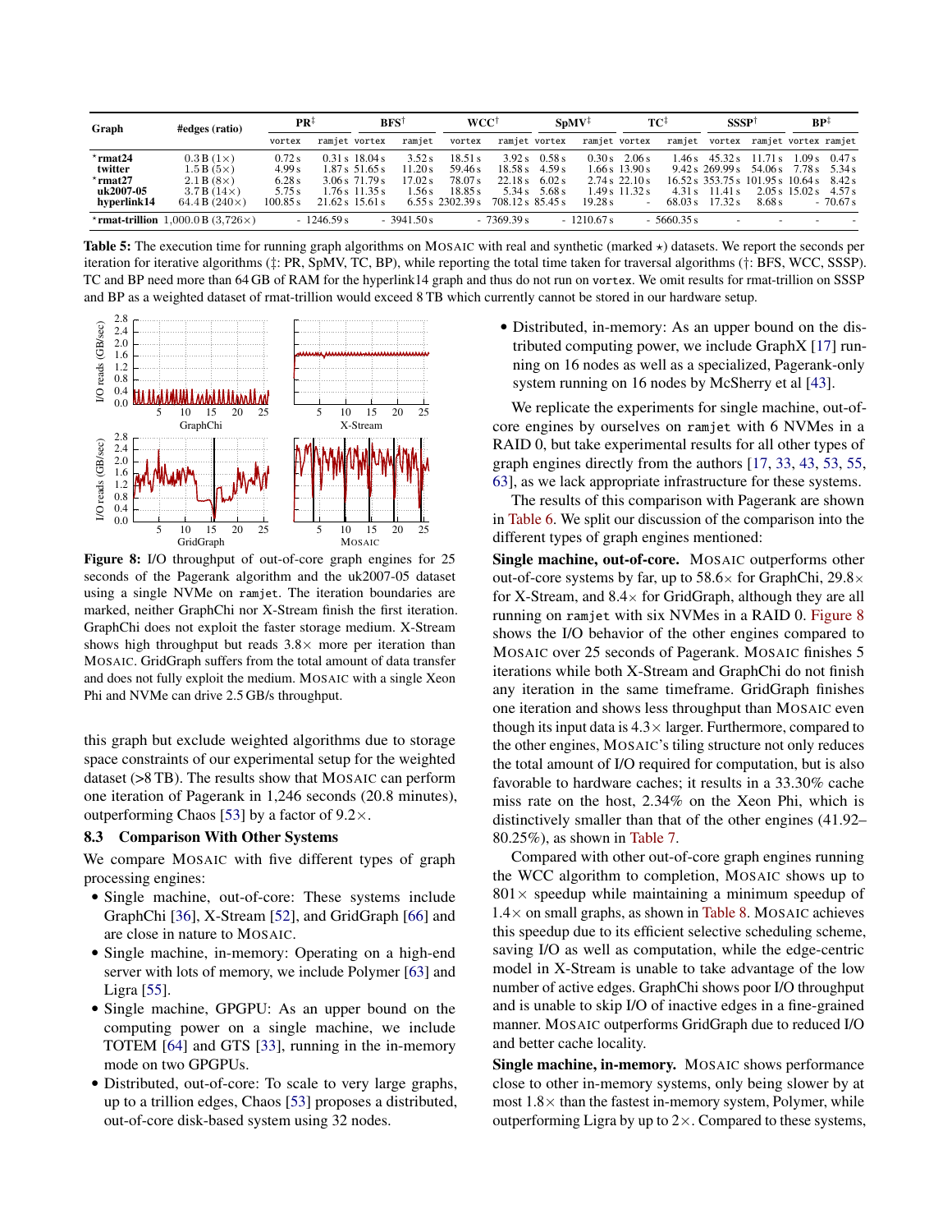| Graph | #edges (ratio) | PR‡ | | BFS† | | WCC† | | SpMV‡ | | TC‡ | | SSSP† | | BP‡ | |
|---|---|---|---|---|---|---|---|---|---|---|---|---|---|---|---|
| | | vortex | ramjet | vortex | ramjet | vortex | ramjet | vortex | ramjet | vortex | ramjet | vortex | ramjet | vortex | ramjet |
| ⋆rmat24 | 0.3 B (1×) | 0.72 s | 0.31 s | 18.04 s | 3.52 s | 18.51 s | 3.92 s | 0.58 s | 0.30 s | 2.06 s | 1.46 s | 45.32 s | 11.71 s | 1.09 s | 0.47 s |
| twitter | 1.5 B (5×) | 4.99 s | 1.87 s | 51.65 s | 11.20 s | 59.46 s | 18.58 s | 4.59 s | 1.66 s | 13.90 s | 9.42 s | 269.99 s | 54.06 s | 7.78 s | 5.34 s |
| ⋆rmat27 | 2.1 B (8×) | 6.28 s | 3.06 s | 71.79 s | 17.02 s | 78.07 s | 22.18 s | 6.02 s | 2.74 s | 22.10 s | 16.52 s | 353.75 s | 101.95 s | 10.64 s | 8.42 s |
| uk2007-05 | 3.7 B (14×) | 5.75 s | 1.76 s | 11.35 s | 1.56 s | 18.85 s | 5.34 s | 5.68 s | 1.49 s | 11.32 s | 4.31 s | 11.41 s | 2.05 s | 15.02 s | 4.57 s |
| hyperlink14 | 64.4 B (240×) | 100.85 s | 21.62 s | 15.61 s | 6.55 s | 2302.39 s | 708.12 s | 85.45 s | 19.28 s | - | 68.03 s | 17.32 s | 8.68 s | - | 70.67 s |
| ⋆rmat-trillion | 1,000.0 B (3,726×) | - | 1246.59 s | - | 3941.50 s | - | 7369.39 s | - | 1210.67 s | - | 5660.35 s | - | - | - | - |

**Table 5:** The execution time for running graph algorithms on Mosaic with real and synthetic (marked ⋆) datasets. We report the seconds per iteration for iterative algorithms (‡: PR, SpMV, TC, BP), while reporting the total time taken for traversal algorithms (†: BFS, WCC, SSSP). TC and BP need more than 64 GB of RAM for the hyperlink14 graph and thus do not run on `vortex`. We omit results for rmat-trillion on SSSP and BP as a weighted dataset of rmat-trillion would exceed 8 TB which currently cannot be stored in our hardware setup.

**Figure 8:** I/O throughput of out-of-core graph engines for 25 seconds of the Pagerank algorithm and the uk2007-05 dataset using a single NVMe on `ramjet`. The iteration boundaries are marked, neither GraphChi nor X-Stream finish the first iteration. GraphChi does not exploit the faster storage medium. X-Stream shows high throughput but reads 3.8× more per iteration than Mosaic. GridGraph suffers from the total amount of data transfer and does not fully exploit the medium. Mosaic with a single Xeon Phi and NVMe can drive 2.5 GB/s throughput.

this graph but exclude weighted algorithms due to storage space constraints of our experimental setup for the weighted dataset (>8 TB). The results show that Mosaic can perform one iteration of Pagerank in 1,246 seconds (20.8 minutes), outperforming Chaos [53] by a factor of 9.2×.

### 8.3 Comparison With Other Systems

We compare Mosaic with five different types of graph processing engines:

- Single machine, out-of-core: These systems include GraphChi [36], X-Stream [52], and GridGraph [66] and are close in nature to Mosaic.
- Single machine, in-memory: Operating on a high-end server with lots of memory, we include Polymer [63] and Ligra [55].
- Single machine, GPGPU: As an upper bound on the computing power on a single machine, we include TOTEM [64] and GTS [33], running in the in-memory mode on two GPGPUs.
- Distributed, out-of-core: To scale to very large graphs, up to a trillion edges, Chaos [53] proposes a distributed, out-of-core disk-based system using 32 nodes.
- Distributed, in-memory: As an upper bound on the distributed computing power, we include GraphX [17] running on 16 nodes as well as a specialized, Pagerank-only system running on 16 nodes by McSherry et al [43].

We replicate the experiments for single machine, out-of-core engines by ourselves on `ramjet` with 6 NVMes in a RAID 0, but take experimental results for all other types of graph engines directly from the authors [17, 33, 43, 53, 55, 63], as we lack appropriate infrastructure for these systems.

The results of this comparison with Pagerank are shown in Table 6. We split our discussion of the comparison into the different types of graph engines mentioned:

**Single machine, out-of-core.** Mosaic outperforms other out-of-core systems by far, up to 58.6× for GraphChi, 29.8× for X-Stream, and 8.4× for GridGraph, although they are all running on `ramjet` with six NVMes in a RAID 0. Figure 8 shows the I/O behavior of the other engines compared to Mosaic over 25 seconds of Pagerank. Mosaic finishes 5 iterations while both X-Stream and GraphChi do not finish any iteration in the same timeframe. GridGraph finishes one iteration and shows less throughput than Mosaic even though its input data is 4.3× larger. Furthermore, compared to the other engines, Mosaic's tiling structure not only reduces the total amount of I/O required for computation, but is also favorable to hardware caches; it results in a 33.30% cache miss rate on the host, 2.34% on the Xeon Phi, which is distinctively smaller than that of the other engines (41.92–80.25%), as shown in Table 7.

Compared with other out-of-core graph engines running the WCC algorithm to completion, Mosaic shows up to 801× speedup while maintaining a minimum speedup of 1.4× on small graphs, as shown in Table 8. Mosaic achieves this speedup due to its efficient selective scheduling scheme, saving I/O as well as computation, while the edge-centric model in X-Stream is unable to take advantage of the low number of active edges. GraphChi shows poor I/O throughput and is unable to skip I/O of inactive edges in a fine-grained manner. Mosaic outperforms GridGraph due to reduced I/O and better cache locality.

**Single machine, in-memory.** Mosaic shows performance close to other in-memory systems, only being slower by at most 1.8× than the fastest in-memory system, Polymer, while outperforming Ligra by up to 2×. Compared to these systems,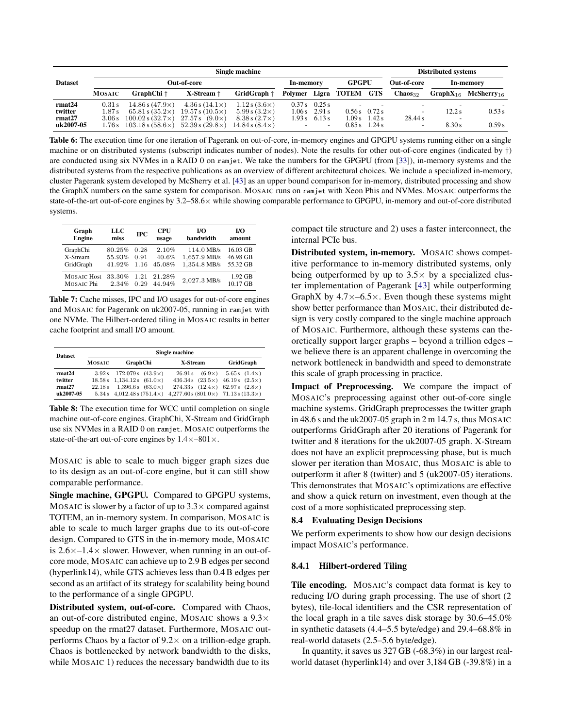| Dataset | Single machine | | | | | | | | Distributed systems | | |
|---|---|---|---|---|---|---|---|---|---|---|---|
| | Out-of-core | | | | In-memory | | GPGPU | | Out-of-core | In-memory | |
| | MOSAIC | GraphChi † | X-Stream † | GridGraph † | Polymer | Ligra | TOTEM | GTS | $\text{Chaos}_{32}$ | $\text{GraphX}_{16}$ | $\text{McSherry}_{16}$ |
| **rmat24** | 0.31 s | 14.86 s (47.9×) | 4.36 s (14.1×) | 1.12 s (3.6×) | 0.37 s | 0.25 s | - | - | - | - | - |
| **twitter** | 1.87 s | 65.81 s (35.2×) | 19.57 s (10.5×) | 5.99 s (3.2×) | 1.06 s | 2.91 s | 0.56 s | 0.72 s | - | 12.2 s | 0.53 s |
| **rmat27** | 3.06 s | 100.02 s (32.7×) | 27.57 s (9.0×) | 8.38 s (2.7×) | 1.93 s | 6.13 s | 1.09 s | 1.42 s | 28.44 s | - | |
| **uk2007-05** | 1.76 s | 103.18 s (58.6×) | 52.39 s (29.8×) | 14.84 s (8.4×) | - | - | 0.85 s | 1.24 s | - | 8.30 s | 0.59 s |

**Table 6:** The execution time for one iteration of Pagerank on out-of-core, in-memory engines and GPGPU systems running either on a single machine or on distributed systems (subscript indicates number of nodes). Note the results for other out-of-core engines (indicated by †) are conducted using six NVMes in a RAID 0 on `ramjet`. We take the numbers for the GPGPU (from [33]), in-memory systems and the distributed systems from the respective publications as an overview of different architectural choices. We include a specialized in-memory, cluster Pagerank system developed by McSherry et al. [43] as an upper bound comparison for in-memory, distributed processing and show the GraphX numbers on the same system for comparison. MOSAIC runs on `ramjet` with Xeon Phis and NVMes. MOSAIC outperforms the state-of-the-art out-of-core engines by 3.2–58.6× while showing comparable performance to GPGPU, in-memory and out-of-core distributed systems.

| Graph Engine | LLC miss | IPC | CPU usage | I/O bandwidth | I/O amount |
|---|---|---|---|---|---|
| GraphChi | 80.25% | 0.28 | 2.10% | 114.0 MB/s | 16.03 GB |
| X-Stream | 55.93% | 0.91 | 40.6% | 1,657.9 MB/s | 46.98 GB |
| GridGraph | 41.92% | 1.16 | 45.08% | 1,354.8 MB/s | 55.32 GB |
| MOSAIC Host | 33.30% | 1.21 | 21.28% | 2,027.3 MB/s | 1.92 GB |
| MOSAIC Phi | 2.34% | 0.29 | 44.94% | | 10.17 GB |

**Table 7:** Cache misses, IPC and I/O usages for out-of-core engines and MOSAIC for Pagerank on uk2007-05, running in `ramjet` with one NVMe. The Hilbert-ordered tiling in MOSAIC results in better cache footprint and small I/O amount.

| Dataset | Single machine | | | |
|---|---|---|---|---|
| | MOSAIC | GraphChi | X-Stream | GridGraph |
| **rmat24** | 3.92 s | 172.079 s (43.9×) | 26.91 s (6.9×) | 5.65 s (1.4×) |
| **twitter** | 18.58 s | 1,134.12 s (61.0×) | 436.34 s (23.5×) | 46.19 s (2.5×) |
| **rmat27** | 22.18 s | 1,396.6 s (63.0×) | 274.33 s (12.4×) | 62.97 s (2.8×) |
| **uk2007-05** | 5.34 s | 4,012.48 s (751.4×) | 4,277.60 s (801.0×) | 71.13 s (13.3×) |

**Table 8:** The execution time for WCC until completion on single machine out-of-core engines. GraphChi, X-Stream and GridGraph use six NVMes in a RAID 0 on `ramjet`. MOSAIC outperforms the state-of-the-art out-of-core engines by 1.4×–801×.

MOSAIC is able to scale to much bigger graph sizes due to its design as an out-of-core engine, but it can still show comparable performance.

**Single machine, GPGPU.** Compared to GPGPU systems, MOSAIC is slower by a factor of up to 3.3× compared against TOTEM, an in-memory system. In comparison, MOSAIC is able to scale to much larger graphs due to its out-of-core design. Compared to GTS in the in-memory mode, MOSAIC is 2.6×–1.4× slower. However, when running in an out-of-core mode, MOSAIC can achieve up to 2.9 B edges per second (hyperlink14), while GTS achieves less than 0.4 B edges per second as an artifact of its strategy for scalability being bound to the performance of a single GPGPU.

**Distributed system, out-of-core.** Compared with Chaos, an out-of-core distributed engine, MOSAIC shows a 9.3× speedup on the rmat27 dataset. Furthermore, MOSAIC outperforms Chaos by a factor of 9.2× on a trillion-edge graph. Chaos is bottlenecked by network bandwidth to the disks, while MOSAIC 1) reduces the necessary bandwidth due to its compact tile structure and 2) uses a faster interconnect, the internal PCIe bus.

**Distributed system, in-memory.** MOSAIC shows competitive performance to in-memory distributed systems, only being outperformed by up to 3.5× by a specialized cluster implementation of Pagerank [43] while outperforming GraphX by 4.7×–6.5×. Even though these systems might show better performance than MOSAIC, their distributed design is very costly compared to the single machine approach of MOSAIC. Furthermore, although these systems can theoretically support larger graphs – beyond a trillion edges – we believe there is an apparent challenge in overcoming the network bottleneck in bandwidth and speed to demonstrate this scale of graph processing in practice.

**Impact of Preprocessing.** We compare the impact of MOSAIC's preprocessing against other out-of-core single machine systems. GridGraph preprocesses the twitter graph in 48.6 s and the uk2007-05 graph in 2 m 14.7 s, thus MOSAIC outperforms GridGraph after 20 iterations of Pagerank for twitter and 8 iterations for the uk2007-05 graph. X-Stream does not have an explicit preprocessing phase, but is much slower per iteration than MOSAIC, thus MOSAIC is able to outperform it after 8 (twitter) and 5 (uk2007-05) iterations. This demonstrates that MOSAIC's optimizations are effective and show a quick return on investment, even though at the cost of a more sophisticated preprocessing step.

### 8.4 Evaluating Design Decisions

We perform experiments to show how our design decisions impact MOSAIC's performance.

#### 8.4.1 Hilbert-ordered Tiling

**Tile encoding.** MOSAIC's compact data format is key to reducing I/O during graph processing. The use of short (2 bytes), tile-local identifiers and the CSR representation of the local graph in a tile saves disk storage by 30.6–45.0% in synthetic datasets (4.4–5.5 byte/edge) and 29.4–68.8% in real-world datasets (2.5–5.6 byte/edge).

In quantity, it saves us 327 GB (-68.3%) in our largest real-world dataset (hyperlink14) and over 3,184 GB (-39.8%) in a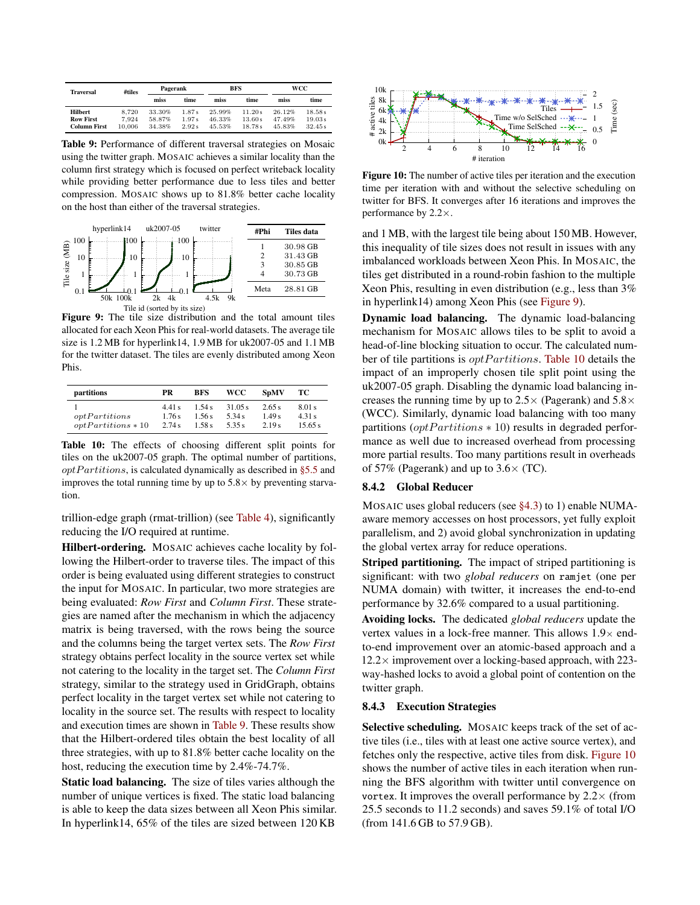| Traversal | #tiles | Pagerank | | BFS | | WCC | |
|---|---|---|---|---|---|---|---|
| | | miss | time | miss | time | miss | time |
| **Hilbert** | 8,720 | 33.30% | 1.87 s | 25.99% | 11.20 s | 26.12% | 18.58 s |
| **Row First** | 7,924 | 58.87% | 1.97 s | 46.33% | 13.60 s | 47.49% | 19.03 s |
| **Column First** | 10,006 | 34.38% | 2.92 s | 45.53% | 18.78 s | 45.83% | 32.45 s |

**Table 9:** Performance of different traversal strategies on Mosaic using the twitter graph. MOSAIC achieves a similar locality than the column first strategy which is focused on perfect writeback locality while providing better performance due to less tiles and better compression. MOSAIC shows up to 81.8% better cache locality on the host than either of the traversal strategies.

| #Phi | Tiles data |
|---|---|
| 1 | 30.98 GB |
| 2 | 31.43 GB |
| 3 | 30.85 GB |
| 4 | 30.73 GB |
| Meta | 28.81 GB |

**Figure 9:** The tile size distribution and the total amount tiles allocated for each Xeon Phis for real-world datasets. The average tile size is 1.2 MB for hyperlink14, 1.9 MB for uk2007-05 and 1.1 MB for the twitter dataset. The tiles are evenly distributed among Xeon Phis.

| partitions | PR | BFS | WCC | SpMV | TC |
|---|---|---|---|---|---|
| 1 | 4.41 s | 1.54 s | 31.05 s | 2.65 s | 8.01 s |
| $optPartitions$ | 1.76 s | 1.56 s | 5.34 s | 1.49 s | 4.31 s |
| $optPartitions * 10$ | 2.74 s | 1.58 s | 5.35 s | 2.19 s | 15.65 s |

**Table 10:** The effects of choosing different split points for tiles on the uk2007-05 graph. The optimal number of partitions, $optPartitions$, is calculated dynamically as described in §5.5 and improves the total running time by up to 5.8× by preventing starvation.

trillion-edge graph (rmat-trillion) (see Table 4), significantly reducing the I/O required at runtime.

**Hilbert-ordering.** MOSAIC achieves cache locality by following the Hilbert-order to traverse tiles. The impact of this order is being evaluated using different strategies to construct the input for MOSAIC. In particular, two more strategies are being evaluated: *Row First* and *Column First*. These strategies are named after the mechanism in which the adjacency matrix is being traversed, with the rows being the source and the columns being the target vertex sets. The *Row First* strategy obtains perfect locality in the source vertex set while not catering to the locality in the target set. The *Column First* strategy, similar to the strategy used in GridGraph, obtains perfect locality in the target vertex set while not catering to locality in the source set. The results with respect to locality and execution times are shown in Table 9. These results show that the Hilbert-ordered tiles obtain the best locality of all three strategies, with up to 81.8% better cache locality on the host, reducing the execution time by 2.4%-74.7%.

**Static load balancing.** The size of tiles varies although the number of unique vertices is fixed. The static load balancing is able to keep the data sizes between all Xeon Phis similar. In hyperlink14, 65% of the tiles are sized between 120 KB and 1 MB, with the largest tile being about 150 MB. However, this inequality of tile sizes does not result in issues with any imbalanced workloads between Xeon Phis. In MOSAIC, the tiles get distributed in a round-robin fashion to the multiple Xeon Phis, resulting in even distribution (e.g., less than 3% in hyperlink14) among Xeon Phis (see Figure 9).

**Figure 10:** The number of active tiles per iteration and the execution time per iteration with and without the selective scheduling on twitter for BFS. It converges after 16 iterations and improves the performance by 2.2×.

**Dynamic load balancing.** The dynamic load-balancing mechanism for MOSAIC allows tiles to be split to avoid a head-of-line blocking situation to occur. The calculated number of tile partitions is $optPartitions$. Table 10 details the impact of an improperly chosen tile split point using the uk2007-05 graph. Disabling the dynamic load balancing increases the running time by up to 2.5× (Pagerank) and 5.8× (WCC). Similarly, dynamic load balancing with too many partitions ($optPartitions * 10$) results in degraded performance as well due to increased overhead from processing more partial results. Too many partitions result in overheads of 57% (Pagerank) and up to 3.6× (TC).

### 8.4.2 Global Reducer

MOSAIC uses global reducers (see §4.3) to 1) enable NUMA-aware memory accesses on host processors, yet fully exploit parallelism, and 2) avoid global synchronization in updating the global vertex array for reduce operations.

**Striped partitioning.** The impact of striped partitioning is significant: with two *global reducers* on `ramjet` (one per NUMA domain) with twitter, it increases the end-to-end performance by 32.6% compared to a usual partitioning.

**Avoiding locks.** The dedicated *global reducers* update the vertex values in a lock-free manner. This allows 1.9× end-to-end improvement over an atomic-based approach and a 12.2× improvement over a locking-based approach, with 223-way-hashed locks to avoid a global point of contention on the twitter graph.

### 8.4.3 Execution Strategies

**Selective scheduling.** MOSAIC keeps track of the set of active tiles (i.e., tiles with at least one active source vertex), and fetches only the respective, active tiles from disk. Figure 10 shows the number of active tiles in each iteration when running the BFS algorithm with twitter until convergence on `vortex`. It improves the overall performance by 2.2× (from 25.5 seconds to 11.2 seconds) and saves 59.1% of total I/O (from 141.6 GB to 57.9 GB).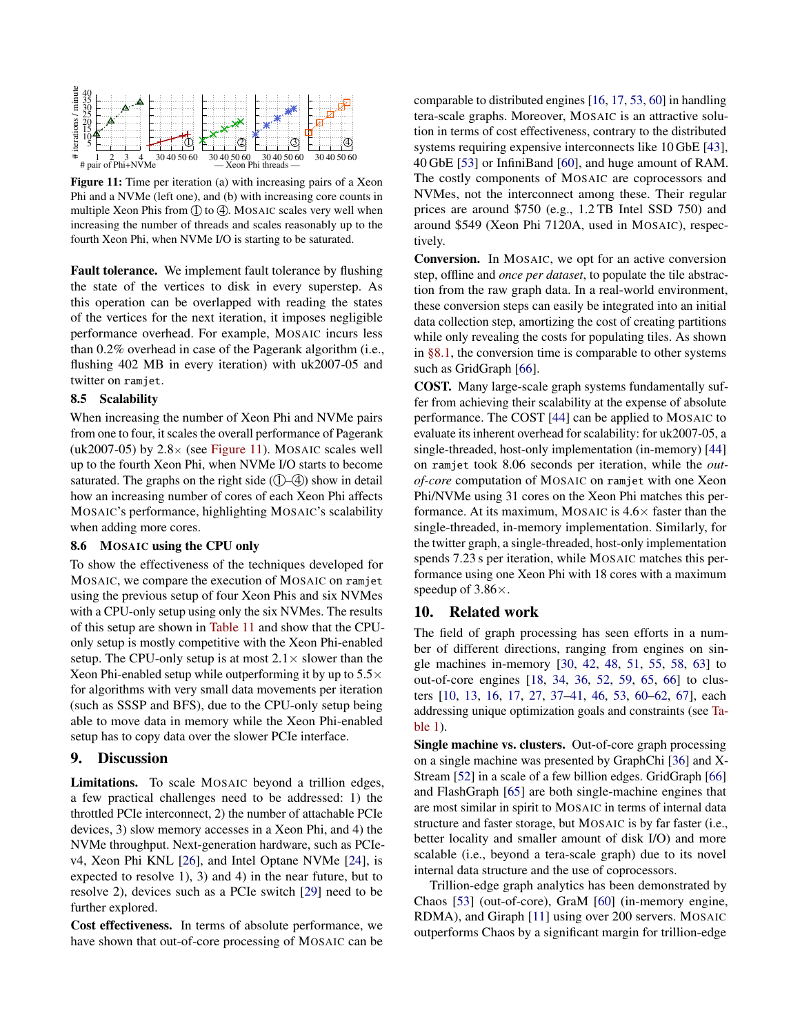Figure 11: Time per iteration (a) with increasing pairs of a Xeon Phi and a NVMe (left one), and (b) with increasing core counts in multiple Xeon Phis from ① to ④. MOSAIC scales very well when increasing the number of threads and scales reasonably up to the fourth Xeon Phi, when NVMe I/O is starting to be saturated.

**Fault tolerance.** We implement fault tolerance by flushing the state of the vertices to disk in every superstep. As this operation can be overlapped with reading the states of the vertices for the next iteration, it imposes negligible performance overhead. For example, MOSAIC incurs less than 0.2% overhead in case of the Pagerank algorithm (i.e., flushing 402 MB in every iteration) with uk2007-05 and twitter on `ramjet`.

### 8.5 Scalability

When increasing the number of Xeon Phi and NVMe pairs from one to four, it scales the overall performance of Pagerank (uk2007-05) by 2.8× (see Figure 11). MOSAIC scales well up to the fourth Xeon Phi, when NVMe I/O starts to become saturated. The graphs on the right side (①–④) show in detail how an increasing number of cores of each Xeon Phi affects MOSAIC's performance, highlighting MOSAIC's scalability when adding more cores.

### 8.6 MOSAIC using the CPU only

To show the effectiveness of the techniques developed for MOSAIC, we compare the execution of MOSAIC on `ramjet` using the previous setup of four Xeon Phis and six NVMes with a CPU-only setup using only the six NVMes. The results of this setup are shown in Table 11 and show that the CPU-only setup is mostly competitive with the Xeon Phi-enabled setup. The CPU-only setup is at most 2.1× slower than the Xeon Phi-enabled setup while outperforming it by up to 5.5× for algorithms with very small data movements per iteration (such as SSSP and BFS), due to the CPU-only setup being able to move data in memory while the Xeon Phi-enabled setup has to copy data over the slower PCIe interface.

## 9. Discussion

**Limitations.** To scale MOSAIC beyond a trillion edges, a few practical challenges need to be addressed: 1) the throttled PCIe interconnect, 2) the number of attachable PCIe devices, 3) slow memory accesses in a Xeon Phi, and 4) the NVMe throughput. Next-generation hardware, such as PCIe-v4, Xeon Phi KNL [26], and Intel Optane NVMe [24], is expected to resolve 1), 3) and 4) in the near future, but to resolve 2), devices such as a PCIe switch [29] need to be further explored.

**Cost effectiveness.** In terms of absolute performance, we have shown that out-of-core processing of MOSAIC can be comparable to distributed engines [16, 17, 53, 60] in handling tera-scale graphs. Moreover, MOSAIC is an attractive solution in terms of cost effectiveness, contrary to the distributed systems requiring expensive interconnects like 10 GbE [43], 40 GbE [53] or InfiniBand [60], and huge amount of RAM. The costly components of MOSAIC are coprocessors and NVMes, not the interconnect among these. Their regular prices are around $750 (e.g., 1.2 TB Intel SSD 750) and around $549 (Xeon Phi 7120A, used in MOSAIC), respectively.

**Conversion.** In MOSAIC, we opt for an active conversion step, offline and *once per dataset*, to populate the tile abstraction from the raw graph data. In a real-world environment, these conversion steps can easily be integrated into an initial data collection step, amortizing the cost of creating partitions while only revealing the costs for populating tiles. As shown in §8.1, the conversion time is comparable to other systems such as GridGraph [66].

**COST.** Many large-scale graph systems fundamentally suffer from achieving their scalability at the expense of absolute performance. The COST [44] can be applied to MOSAIC to evaluate its inherent overhead for scalability: for uk2007-05, a single-threaded, host-only implementation (in-memory) [44] on `ramjet` took 8.06 seconds per iteration, while the *out-of-core* computation of MOSAIC on `ramjet` with one Xeon Phi/NVMe using 31 cores on the Xeon Phi matches this performance. At its maximum, MOSAIC is 4.6× faster than the single-threaded, in-memory implementation. Similarly, for the twitter graph, a single-threaded, host-only implementation spends 7.23 s per iteration, while MOSAIC matches this performance using one Xeon Phi with 18 cores with a maximum speedup of 3.86×.

## 10. Related work

The field of graph processing has seen efforts in a number of different directions, ranging from engines on single machines in-memory [30, 42, 48, 51, 55, 58, 63] to out-of-core engines [18, 34, 36, 52, 59, 65, 66] to clusters [10, 13, 16, 17, 27, 37–41, 46, 53, 60–62, 67], each addressing unique optimization goals and constraints (see Table 1).

**Single machine vs. clusters.** Out-of-core graph processing on a single machine was presented by GraphChi [36] and X-Stream [52] in a scale of a few billion edges. GridGraph [66] and FlashGraph [65] are both single-machine engines that are most similar in spirit to MOSAIC in terms of internal data structure and faster storage, but MOSAIC is by far faster (i.e., better locality and smaller amount of disk I/O) and more scalable (i.e., beyond a tera-scale graph) due to its novel internal data structure and the use of coprocessors.

Trillion-edge graph analytics has been demonstrated by Chaos [53] (out-of-core), GraM [60] (in-memory engine, RDMA), and Giraph [11] using over 200 servers. MOSAIC outperforms Chaos by a significant margin for trillion-edge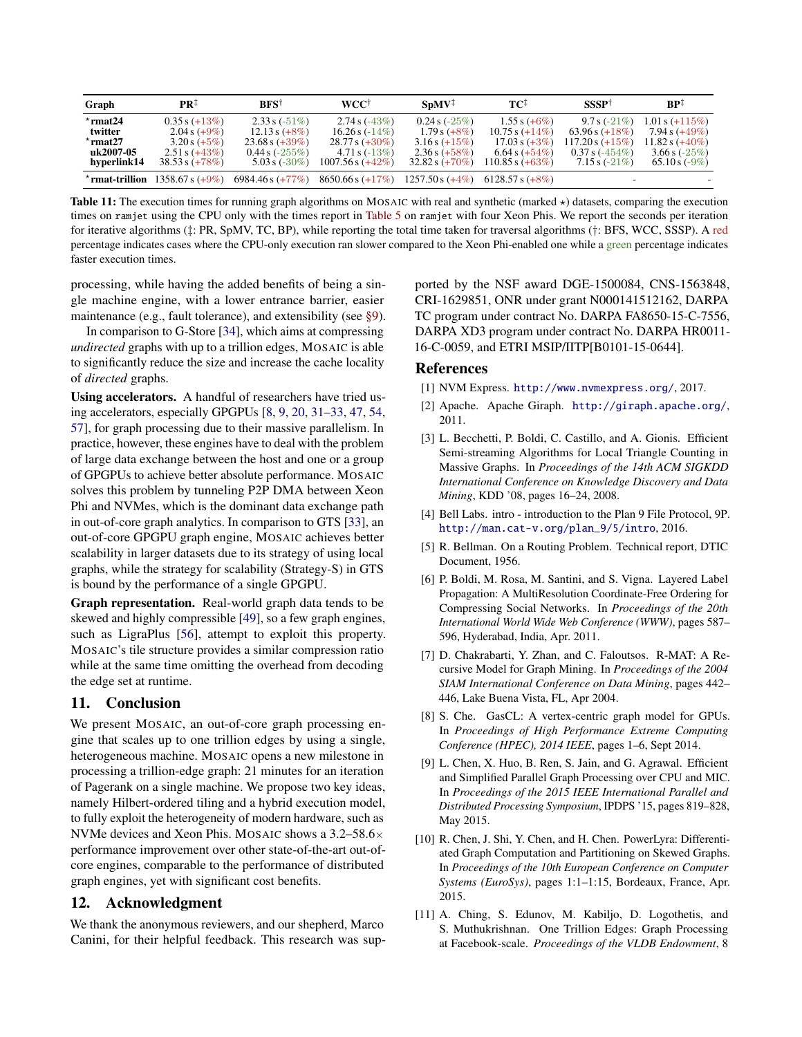| Graph | PR‡ | BFS† | WCC† | SpMV‡ | TC‡ | SSSP† | BP‡ |
|---|---|---|---|---|---|---|---|
| ⋆rmat24 | 0.35 s (+13%) | 2.33 s (-51%) | 2.74 s (-43%) | 0.24 s (-25%) | 1.55 s (+6%) | 9.7 s (-21%) | 1.01 s (+115%) |
| twitter | 2.04 s (+9%) | 12.13 s (+8%) | 16.26 s (-14%) | 1.79 s (+8%) | 10.75 s (+14%) | 63.96 s (+18%) | 7.94 s (+49%) |
| ⋆rmat27 | 3.20 s (+5%) | 23.68 s (+39%) | 28.77 s (+30%) | 3.16 s (+15%) | 17.03 s (+3%) | 117.20 s (+15%) | 11.82 s (+40%) |
| uk2007-05 | 2.51 s (+43%) | 0.44 s (-255%) | 4.71 s (-13%) | 2.36 s (+58%) | 6.64 s (+54%) | 0.37 s (-454%) | 3.66 s (-25%) |
| hyperlink14 | 38.53 s (+78%) | 5.03 s (-30%) | 1007.56 s (+42%) | 32.82 s (+70%) | 110.85 s (+63%) | 7.15 s (-21%) | 65.10 s (-9%) |
| ⋆rmat-trillion | 1358.67 s (+9%) | 6984.46 s (+77%) | 8650.66 s (+17%) | 1257.50 s (+4%) | 6128.57 s (+8%) | - | - |

**Table 11:** The execution times for running graph algorithms on MOSAIC with real and synthetic (marked ⋆) datasets, comparing the execution times on ramjet using the CPU only with the times report in Table 5 on ramjet with four Xeon Phis. We report the seconds per iteration for iterative algorithms (‡: PR, SpMV, TC, BP), while reporting the total time taken for traversal algorithms (†: BFS, WCC, SSSP). A red percentage indicates cases where the CPU-only execution ran slower compared to the Xeon Phi-enabled one while a green percentage indicates faster execution times.

processing, while having the added benefits of being a single machine engine, with a lower entrance barrier, easier maintenance (e.g., fault tolerance), and extensibility (see §9).

In comparison to G-Store [34], which aims at compressing *undirected* graphs with up to a trillion edges, MOSAIC is able to significantly reduce the size and increase the cache locality of *directed* graphs.

**Using accelerators.** A handful of researchers have tried using accelerators, especially GPGPUs [8, 9, 20, 31–33, 47, 54, 57], for graph processing due to their massive parallelism. In practice, however, these engines have to deal with the problem of large data exchange between the host and one or a group of GPGPUs to achieve better absolute performance. MOSAIC solves this problem by tunneling P2P DMA between Xeon Phi and NVMes, which is the dominant data exchange path in out-of-core graph analytics. In comparison to GTS [33], an out-of-core GPGPU graph engine, MOSAIC achieves better scalability in larger datasets due to its strategy of using local graphs, while the strategy for scalability (Strategy-S) in GTS is bound by the performance of a single GPGPU.

**Graph representation.** Real-world graph data tends to be skewed and highly compressible [49], so a few graph engines, such as LigraPlus [56], attempt to exploit this property. MOSAIC's tile structure provides a similar compression ratio while at the same time omitting the overhead from decoding the edge set at runtime.

## 11. Conclusion

We present MOSAIC, an out-of-core graph processing engine that scales up to one trillion edges by using a single, heterogeneous machine. MOSAIC opens a new milestone in processing a trillion-edge graph: 21 minutes for an iteration of Pagerank on a single machine. We propose two key ideas, namely Hilbert-ordered tiling and a hybrid execution model, to fully exploit the heterogeneity of modern hardware, such as NVMe devices and Xeon Phis. MOSAIC shows a 3.2–58.6× performance improvement over other state-of-the-art out-of-core engines, comparable to the performance of distributed graph engines, yet with significant cost benefits.

## 12. Acknowledgment

We thank the anonymous reviewers, and our shepherd, Marco Canini, for their helpful feedback. This research was supported by the NSF award DGE-1500084, CNS-1563848, CRI-1629851, ONR under grant N000141512162, DARPA TC program under contract No. DARPA FA8650-15-C-7556, DARPA XD3 program under contract No. DARPA HR0011-16-C-0059, and ETRI MSIP/IITP[B0101-15-0644].

## References

[1] NVM Express. http://www.nvmexpress.org/, 2017.

[2] Apache. Apache Giraph. http://giraph.apache.org/, 2011.

[3] L. Becchetti, P. Boldi, C. Castillo, and A. Gionis. Efficient Semi-streaming Algorithms for Local Triangle Counting in Massive Graphs. In *Proceedings of the 14th ACM SIGKDD International Conference on Knowledge Discovery and Data Mining*, KDD '08, pages 16–24, 2008.

[4] Bell Labs. intro - introduction to the Plan 9 File Protocol, 9P. http://man.cat-v.org/plan_9/5/intro, 2016.

[5] R. Bellman. On a Routing Problem. Technical report, DTIC Document, 1956.

[6] P. Boldi, M. Rosa, M. Santini, and S. Vigna. Layered Label Propagation: A MultiResolution Coordinate-Free Ordering for Compressing Social Networks. In *Proceedings of the 20th International World Wide Web Conference (WWW)*, pages 587–596, Hyderabad, India, Apr. 2011.

[7] D. Chakrabarti, Y. Zhan, and C. Faloutsos. R-MAT: A Recursive Model for Graph Mining. In *Proceedings of the 2004 SIAM International Conference on Data Mining*, pages 442–446, Lake Buena Vista, FL, Apr 2004.

[8] S. Che. GasCL: A vertex-centric graph model for GPUs. In *Proceedings of High Performance Extreme Computing Conference (HPEC), 2014 IEEE*, pages 1–6, Sept 2014.

[9] L. Chen, X. Huo, B. Ren, S. Jain, and G. Agrawal. Efficient and Simplified Parallel Graph Processing over CPU and MIC. In *Proceedings of the 2015 IEEE International Parallel and Distributed Processing Symposium*, IPDPS '15, pages 819–828, May 2015.

[10] R. Chen, J. Shi, Y. Chen, and H. Chen. PowerLyra: Differentiated Graph Computation and Partitioning on Skewed Graphs. In *Proceedings of the 10th European Conference on Computer Systems (EuroSys)*, pages 1:1–1:15, Bordeaux, France, Apr. 2015.

[11] A. Ching, S. Edunov, M. Kabiljo, D. Logothetis, and S. Muthukrishnan. One Trillion Edges: Graph Processing at Facebook-scale. *Proceedings of the VLDB Endowment*, 8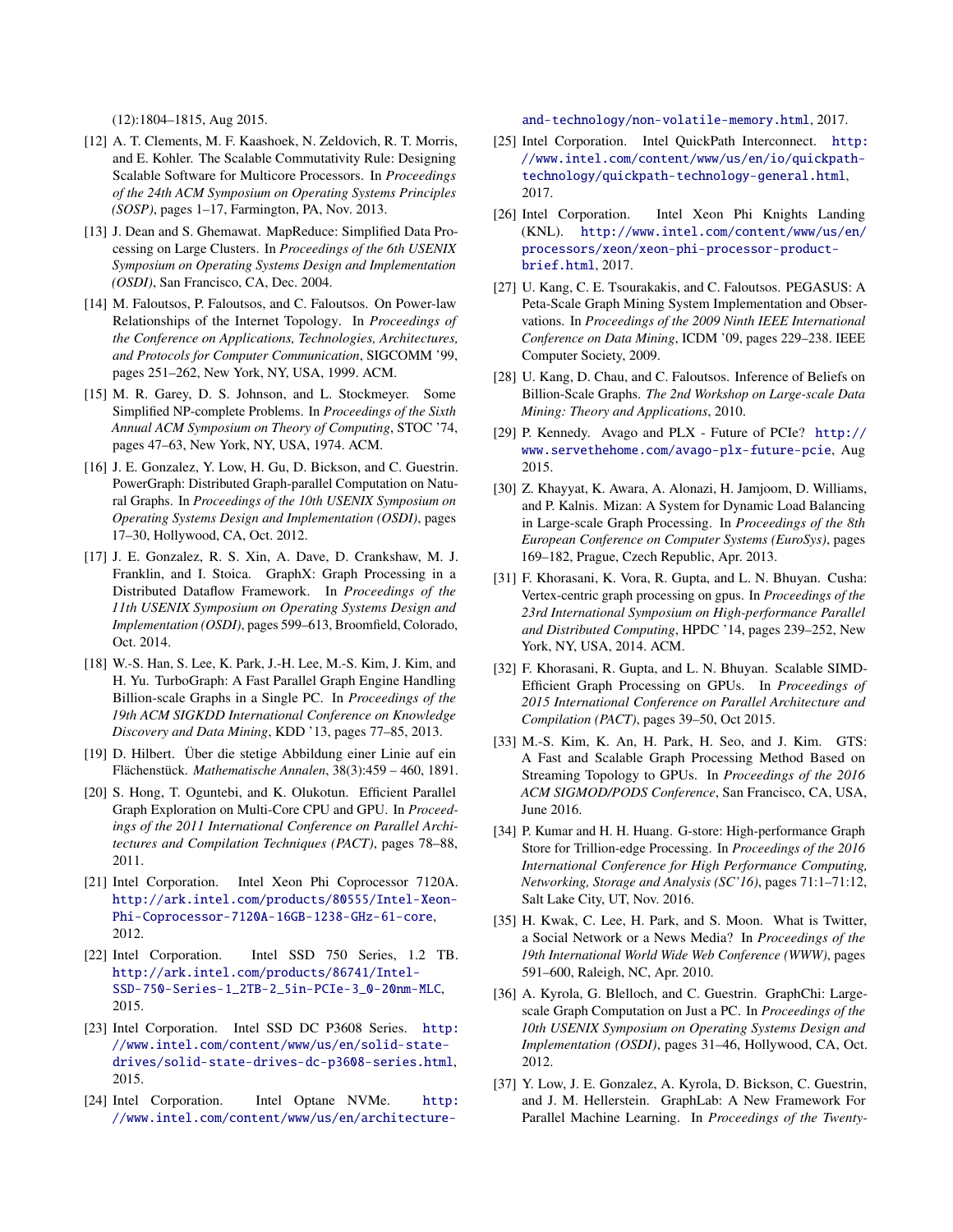(12):1804–1815, Aug 2015.

[12] A. T. Clements, M. F. Kaashoek, N. Zeldovich, R. T. Morris, and E. Kohler. The Scalable Commutativity Rule: Designing Scalable Software for Multicore Processors. In *Proceedings of the 24th ACM Symposium on Operating Systems Principles (SOSP)*, pages 1–17, Farmington, PA, Nov. 2013.

[13] J. Dean and S. Ghemawat. MapReduce: Simplified Data Processing on Large Clusters. In *Proceedings of the 6th USENIX Symposium on Operating Systems Design and Implementation (OSDI)*, San Francisco, CA, Dec. 2004.

[14] M. Faloutsos, P. Faloutsos, and C. Faloutsos. On Power-law Relationships of the Internet Topology. In *Proceedings of the Conference on Applications, Technologies, Architectures, and Protocols for Computer Communication*, SIGCOMM '99, pages 251–262, New York, NY, USA, 1999. ACM.

[15] M. R. Garey, D. S. Johnson, and L. Stockmeyer. Some Simplified NP-complete Problems. In *Proceedings of the Sixth Annual ACM Symposium on Theory of Computing*, STOC '74, pages 47–63, New York, NY, USA, 1974. ACM.

[16] J. E. Gonzalez, Y. Low, H. Gu, D. Bickson, and C. Guestrin. PowerGraph: Distributed Graph-parallel Computation on Natural Graphs. In *Proceedings of the 10th USENIX Symposium on Operating Systems Design and Implementation (OSDI)*, pages 17–30, Hollywood, CA, Oct. 2012.

[17] J. E. Gonzalez, R. S. Xin, A. Dave, D. Crankshaw, M. J. Franklin, and I. Stoica. GraphX: Graph Processing in a Distributed Dataflow Framework. In *Proceedings of the 11th USENIX Symposium on Operating Systems Design and Implementation (OSDI)*, pages 599–613, Broomfield, Colorado, Oct. 2014.

[18] W.-S. Han, S. Lee, K. Park, J.-H. Lee, M.-S. Kim, J. Kim, and H. Yu. TurboGraph: A Fast Parallel Graph Engine Handling Billion-scale Graphs in a Single PC. In *Proceedings of the 19th ACM SIGKDD International Conference on Knowledge Discovery and Data Mining*, KDD '13, pages 77–85, 2013.

[19] D. Hilbert. Über die stetige Abbildung einer Linie auf ein Flächenstück. *Mathematische Annalen*, 38(3):459 – 460, 1891.

[20] S. Hong, T. Oguntebi, and K. Olukotun. Efficient Parallel Graph Exploration on Multi-Core CPU and GPU. In *Proceedings of the 2011 International Conference on Parallel Architectures and Compilation Techniques (PACT)*, pages 78–88, 2011.

[21] Intel Corporation. Intel Xeon Phi Coprocessor 7120A. http://ark.intel.com/products/80555/Intel-Xeon-Phi-Coprocessor-7120A-16GB-1238-GHz-61-core, 2012.

[22] Intel Corporation. Intel SSD 750 Series, 1.2 TB. http://ark.intel.com/products/86741/Intel-SSD-750-Series-1_2TB-2_5in-PCIe-3_0-20nm-MLC, 2015.

[23] Intel Corporation. Intel SSD DC P3608 Series. http://www.intel.com/content/www/us/en/solid-state-drives/solid-state-drives-dc-p3608-series.html, 2015.

[24] Intel Corporation. Intel Optane NVMe. http://www.intel.com/content/www/us/en/architecture-and-technology/non-volatile-memory.html, 2017.

[25] Intel Corporation. Intel QuickPath Interconnect. http://www.intel.com/content/www/us/en/io/quickpath-technology/quickpath-technology-general.html, 2017.

[26] Intel Corporation. Intel Xeon Phi Knights Landing (KNL). http://www.intel.com/content/www/us/en/processors/xeon/xeon-phi-processor-product-brief.html, 2017.

[27] U. Kang, C. E. Tsourakakis, and C. Faloutsos. PEGASUS: A Peta-Scale Graph Mining System Implementation and Observations. In *Proceedings of the 2009 Ninth IEEE International Conference on Data Mining*, ICDM '09, pages 229–238. IEEE Computer Society, 2009.

[28] U. Kang, D. Chau, and C. Faloutsos. Inference of Beliefs on Billion-Scale Graphs. *The 2nd Workshop on Large-scale Data Mining: Theory and Applications*, 2010.

[29] P. Kennedy. Avago and PLX - Future of PCIe? http://www.servethehome.com/avago-plx-future-pcie, Aug 2015.

[30] Z. Khayyat, K. Awara, A. Alonazi, H. Jamjoom, D. Williams, and P. Kalnis. Mizan: A System for Dynamic Load Balancing in Large-scale Graph Processing. In *Proceedings of the 8th European Conference on Computer Systems (EuroSys)*, pages 169–182, Prague, Czech Republic, Apr. 2013.

[31] F. Khorasani, K. Vora, R. Gupta, and L. N. Bhuyan. Cusha: Vertex-centric graph processing on gpus. In *Proceedings of the 23rd International Symposium on High-performance Parallel and Distributed Computing*, HPDC '14, pages 239–252, New York, NY, USA, 2014. ACM.

[32] F. Khorasani, R. Gupta, and L. N. Bhuyan. Scalable SIMD-Efficient Graph Processing on GPUs. In *Proceedings of 2015 International Conference on Parallel Architecture and Compilation (PACT)*, pages 39–50, Oct 2015.

[33] M.-S. Kim, K. An, H. Park, H. Seo, and J. Kim. GTS: A Fast and Scalable Graph Processing Method Based on Streaming Topology to GPUs. In *Proceedings of the 2016 ACM SIGMOD/PODS Conference*, San Francisco, CA, USA, June 2016.

[34] P. Kumar and H. H. Huang. G-store: High-performance Graph Store for Trillion-edge Processing. In *Proceedings of the 2016 International Conference for High Performance Computing, Networking, Storage and Analysis (SC'16)*, pages 71:1–71:12, Salt Lake City, UT, Nov. 2016.

[35] H. Kwak, C. Lee, H. Park, and S. Moon. What is Twitter, a Social Network or a News Media? In *Proceedings of the 19th International World Wide Web Conference (WWW)*, pages 591–600, Raleigh, NC, Apr. 2010.

[36] A. Kyrola, G. Blelloch, and C. Guestrin. GraphChi: Large-scale Graph Computation on Just a PC. In *Proceedings of the 10th USENIX Symposium on Operating Systems Design and Implementation (OSDI)*, pages 31–46, Hollywood, CA, Oct. 2012.

[37] Y. Low, J. E. Gonzalez, A. Kyrola, D. Bickson, C. Guestrin, and J. M. Hellerstein. GraphLab: A New Framework For Parallel Machine Learning. In *Proceedings of the Twenty-*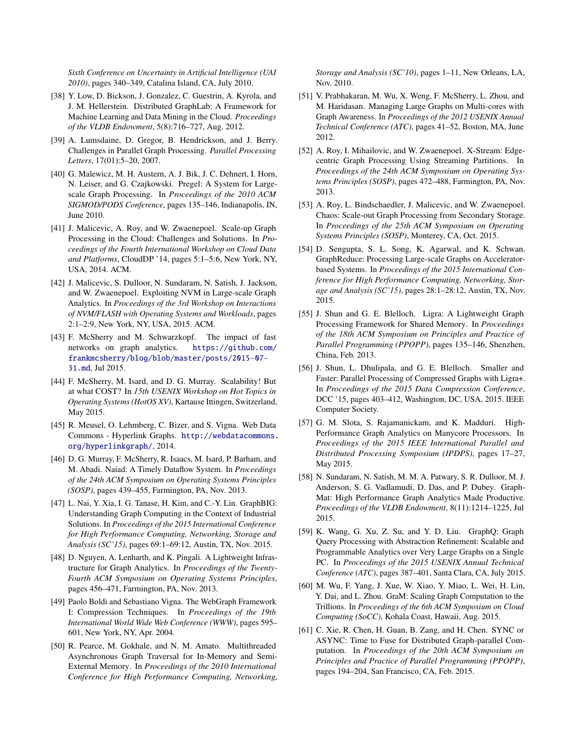Sixth Conference on Uncertainty in Artificial Intelligence (UAI 2010)*, pages 340–349, Catalina Island, CA, July 2010.

[38] Y. Low, D. Bickson, J. Gonzalez, C. Guestrin, A. Kyrola, and J. M. Hellerstein. Distributed GraphLab: A Framework for Machine Learning and Data Mining in the Cloud. *Proceedings of the VLDB Endowment*, 5(8):716–727, Aug. 2012.

[39] A. Lumsdaine, D. Gregor, B. Hendrickson, and J. Berry. Challenges in Parallel Graph Processing. *Parallel Processing Letters*, 17(01):5–20, 2007.

[40] G. Malewicz, M. H. Austern, A. J. Bik, J. C. Dehnert, I. Horn, N. Leiser, and G. Czajkowski. Pregel: A System for Large-scale Graph Processing. In *Proceedings of the 2010 ACM SIGMOD/PODS Conference*, pages 135–146, Indianapolis, IN, June 2010.

[41] J. Malicevic, A. Roy, and W. Zwaenepoel. Scale-up Graph Processing in the Cloud: Challenges and Solutions. In *Proceedings of the Fourth International Workshop on Cloud Data and Platforms*, CloudDP '14, pages 5:1–5:6, New York, NY, USA, 2014. ACM.

[42] J. Malicevic, S. Dulloor, N. Sundaram, N. Satish, J. Jackson, and W. Zwaenepoel. Exploiting NVM in Large-scale Graph Analytics. In *Proceedings of the 3rd Workshop on Interactions of NVM/FLASH with Operating Systems and Workloads*, pages 2:1–2:9, New York, NY, USA, 2015. ACM.

[43] F. McSherry and M. Schwarzkopf. The impact of fast networks on graph analytics. https://github.com/frankmcsherry/blog/blob/master/posts/2015-07-31.md, Jul 2015.

[44] F. McSherry, M. Isard, and D. G. Murray. Scalability! But at what COST? In *15th USENIX Workshop on Hot Topics in Operating Systems (HotOS XV)*, Kartause Ittingen, Switzerland, May 2015.

[45] R. Meusel, O. Lehmberg, C. Bizer, and S. Vigna. Web Data Commons - Hyperlink Graphs. http://webdatacommons.org/hyperlinkgraph/, 2014.

[46] D. G. Murray, F. McSherry, R. Isaacs, M. Isard, P. Barham, and M. Abadi. Naiad: A Timely Dataflow System. In *Proceedings of the 24th ACM Symposium on Operating Systems Principles (SOSP)*, pages 439–455, Farmington, PA, Nov. 2013.

[47] L. Nai, Y. Xia, I. G. Tanase, H. Kim, and C.-Y. Lin. GraphBIG: Understanding Graph Computing in the Context of Industrial Solutions. In *Proceedings of the 2015 International Conference for High Performance Computing, Networking, Storage and Analysis (SC'15)*, pages 69:1–69:12, Austin, TX, Nov. 2015.

[48] D. Nguyen, A. Lenharth, and K. Pingali. A Lightweight Infrastructure for Graph Analytics. In *Proceedings of the Twenty-Fourth ACM Symposium on Operating Systems Principles*, pages 456–471, Farmington, PA, Nov. 2013.

[49] Paolo Boldi and Sebastiano Vigna. The WebGraph Framework I: Compression Techniques. In *Proceedings of the 19th International World Wide Web Conference (WWW)*, pages 595–601, New York, NY, Apr. 2004.

[50] R. Pearce, M. Gokhale, and N. M. Amato. Multithreaded Asynchronous Graph Traversal for In-Memory and Semi-External Memory. In *Proceedings of the 2010 International Conference for High Performance Computing, Networking, Storage and Analysis (SC'10)*, pages 1–11, New Orleans, LA, Nov. 2010.

[51] V. Prabhakaran, M. Wu, X. Weng, F. McSherry, L. Zhou, and M. Haridasan. Managing Large Graphs on Multi-cores with Graph Awareness. In *Proceedings of the 2012 USENIX Annual Technical Conference (ATC)*, pages 41–52, Boston, MA, June 2012.

[52] A. Roy, I. Mihailovic, and W. Zwaenepoel. X-Stream: Edge-centric Graph Processing Using Streaming Partitions. In *Proceedings of the 24th ACM Symposium on Operating Systems Principles (SOSP)*, pages 472–488, Farmington, PA, Nov. 2013.

[53] A. Roy, L. Bindschaedler, J. Malicevic, and W. Zwaenepoel. Chaos: Scale-out Graph Processing from Secondary Storage. In *Proceedings of the 25th ACM Symposium on Operating Systems Principles (SOSP)*, Monterey, CA, Oct. 2015.

[54] D. Sengupta, S. L. Song, K. Agarwal, and K. Schwan. GraphReduce: Processing Large-scale Graphs on Accelerator-based Systems. In *Proceedings of the 2015 International Conference for High Performance Computing, Networking, Storage and Analysis (SC'15)*, pages 28:1–28:12, Austin, TX, Nov. 2015.

[55] J. Shun and G. E. Blelloch. Ligra: A Lightweight Graph Processing Framework for Shared Memory. In *Proceedings of the 18th ACM Symposium on Principles and Practice of Parallel Programming (PPOPP)*, pages 135–146, Shenzhen, China, Feb. 2013.

[56] J. Shun, L. Dhulipala, and G. E. Blelloch. Smaller and Faster: Parallel Processing of Compressed Graphs with Ligra+. In *Proceedings of the 2015 Data Compression Conference*, DCC '15, pages 403–412, Washington, DC, USA, 2015. IEEE Computer Society.

[57] G. M. Slota, S. Rajamanickam, and K. Madduri. High-Performance Graph Analytics on Manycore Processors. In *Proceedings of the 2015 IEEE International Parallel and Distributed Processing Symposium (IPDPS)*, pages 17–27, May 2015.

[58] N. Sundaram, N. Satish, M. M. A. Patwary, S. R. Dulloor, M. J. Anderson, S. G. Vadlamudi, D. Das, and P. Dubey. GraphMat: High Performance Graph Analytics Made Productive. *Proceedings of the VLDB Endowment*, 8(11):1214–1225, Jul 2015.

[59] K. Wang, G. Xu, Z. Su, and Y. D. Liu. GraphQ: Graph Query Processing with Abstraction Refinement: Scalable and Programmable Analytics over Very Large Graphs on a Single PC. In *Proceedings of the 2015 USENIX Annual Technical Conference (ATC)*, pages 387–401, Santa Clara, CA, July 2015.

[60] M. Wu, F. Yang, J. Xue, W. Xiao, Y. Miao, L. Wei, H. Lin, Y. Dai, and L. Zhou. GraM: Scaling Graph Computation to the Trillions. In *Proceedings of the 6th ACM Symposium on Cloud Computing (SoCC)*, Kohala Coast, Hawaii, Aug. 2015.

[61] C. Xie, R. Chen, H. Guan, B. Zang, and H. Chen. SYNC or ASYNC: Time to Fuse for Distributed Graph-parallel Computation. In *Proceedings of the 20th ACM Symposium on Principles and Practice of Parallel Programming (PPOPP)*, pages 194–204, San Francisco, CA, Feb. 2015.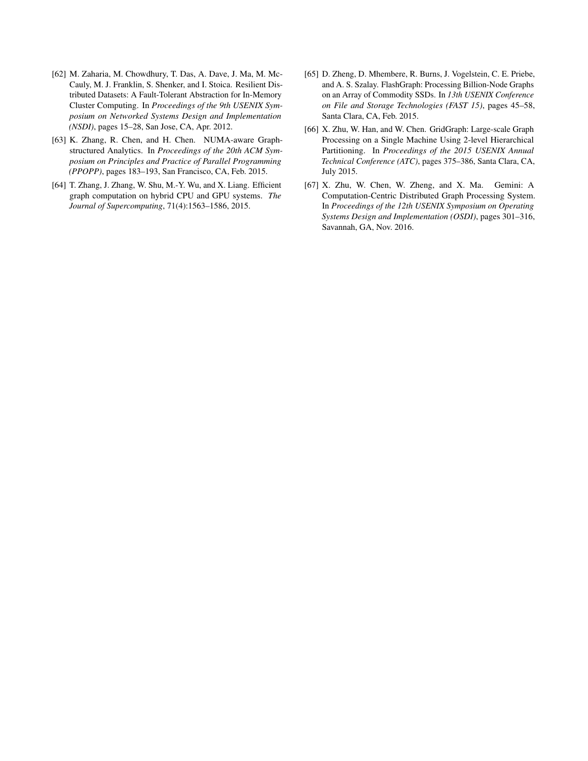[62] M. Zaharia, M. Chowdhury, T. Das, A. Dave, J. Ma, M. McCauly, M. J. Franklin, S. Shenker, and I. Stoica. Resilient Distributed Datasets: A Fault-Tolerant Abstraction for In-Memory Cluster Computing. In *Proceedings of the 9th USENIX Symposium on Networked Systems Design and Implementation (NSDI)*, pages 15–28, San Jose, CA, Apr. 2012.

[63] K. Zhang, R. Chen, and H. Chen. NUMA-aware Graph-structured Analytics. In *Proceedings of the 20th ACM Symposium on Principles and Practice of Parallel Programming (PPOPP)*, pages 183–193, San Francisco, CA, Feb. 2015.

[64] T. Zhang, J. Zhang, W. Shu, M.-Y. Wu, and X. Liang. Efficient graph computation on hybrid CPU and GPU systems. *The Journal of Supercomputing*, 71(4):1563–1586, 2015.

[65] D. Zheng, D. Mhembere, R. Burns, J. Vogelstein, C. E. Priebe, and A. S. Szalay. FlashGraph: Processing Billion-Node Graphs on an Array of Commodity SSDs. In *13th USENIX Conference on File and Storage Technologies (FAST 15)*, pages 45–58, Santa Clara, CA, Feb. 2015.

[66] X. Zhu, W. Han, and W. Chen. GridGraph: Large-scale Graph Processing on a Single Machine Using 2-level Hierarchical Partitioning. In *Proceedings of the 2015 USENIX Annual Technical Conference (ATC)*, pages 375–386, Santa Clara, CA, July 2015.

[67] X. Zhu, W. Chen, W. Zheng, and X. Ma. Gemini: A Computation-Centric Distributed Graph Processing System. In *Proceedings of the 12th USENIX Symposium on Operating Systems Design and Implementation (OSDI)*, pages 301–316, Savannah, GA, Nov. 2016.